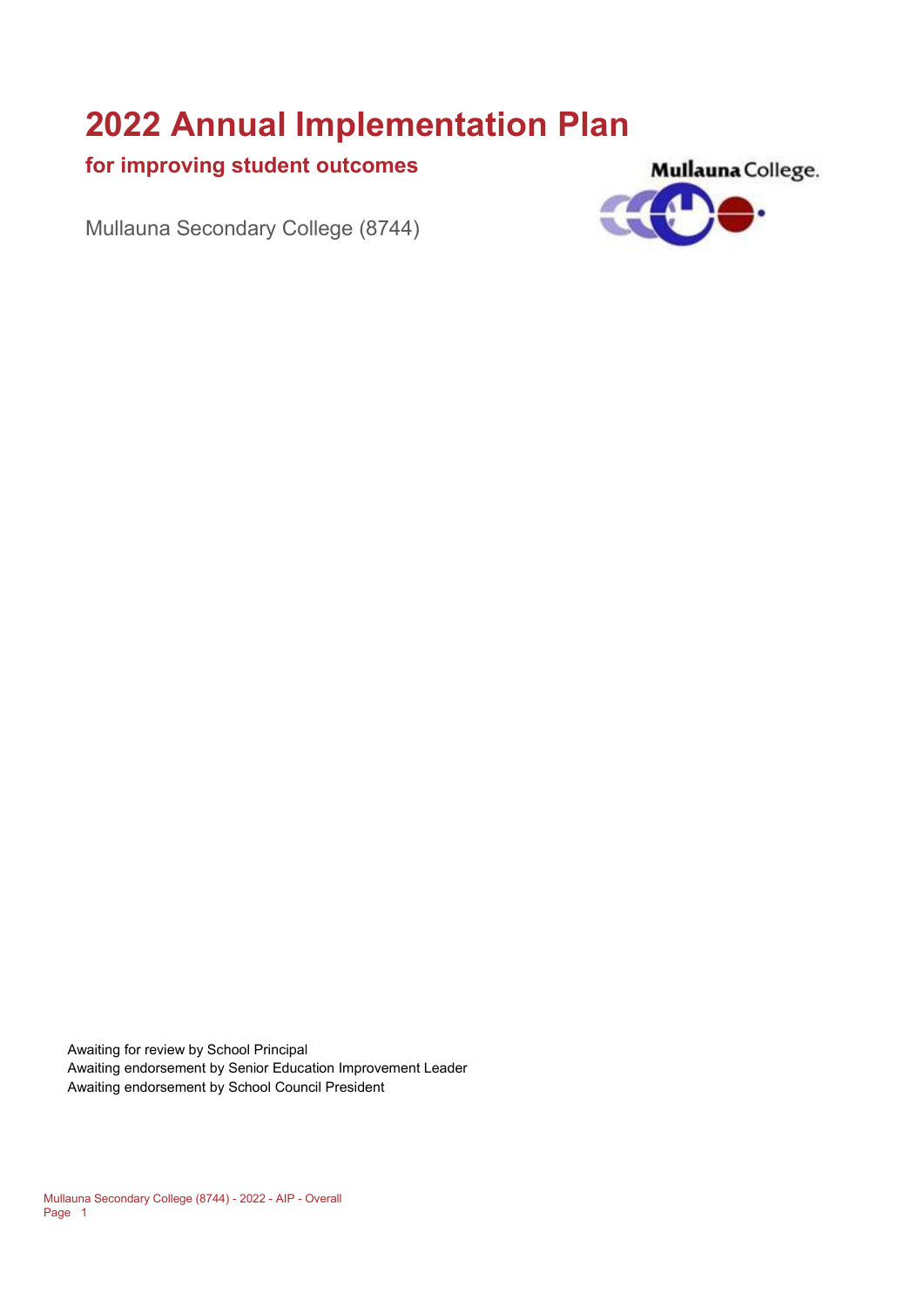# 2022 Annual Implementation Plan

## for improving student outcomes

Mullauna Secondary College (8744)

Awaiting for review by School Principal
Awaiting endorsement by Senior Education Improvement Leader
Awaiting endorsement by School Council President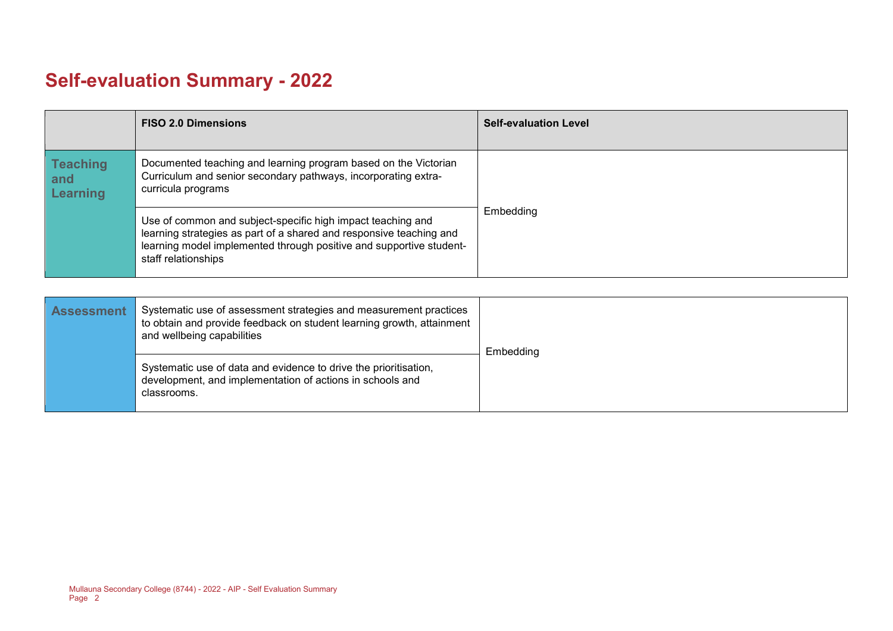# Self-evaluation Summary - 2022

| | FISO 2.0 Dimensions | Self-evaluation Level |
|---|---|---|
| Teaching and Learning | Documented teaching and learning program based on the Victorian Curriculum and senior secondary pathways, incorporating extra-curricula programs | Embedding |
| | Use of common and subject-specific high impact teaching and learning strategies as part of a shared and responsive teaching and learning model implemented through positive and supportive student-staff relationships | |
| Assessment | Systematic use of assessment strategies and measurement practices to obtain and provide feedback on student learning growth, attainment and wellbeing capabilities | Embedding |
| | Systematic use of data and evidence to drive the prioritisation, development, and implementation of actions in schools and classrooms. | |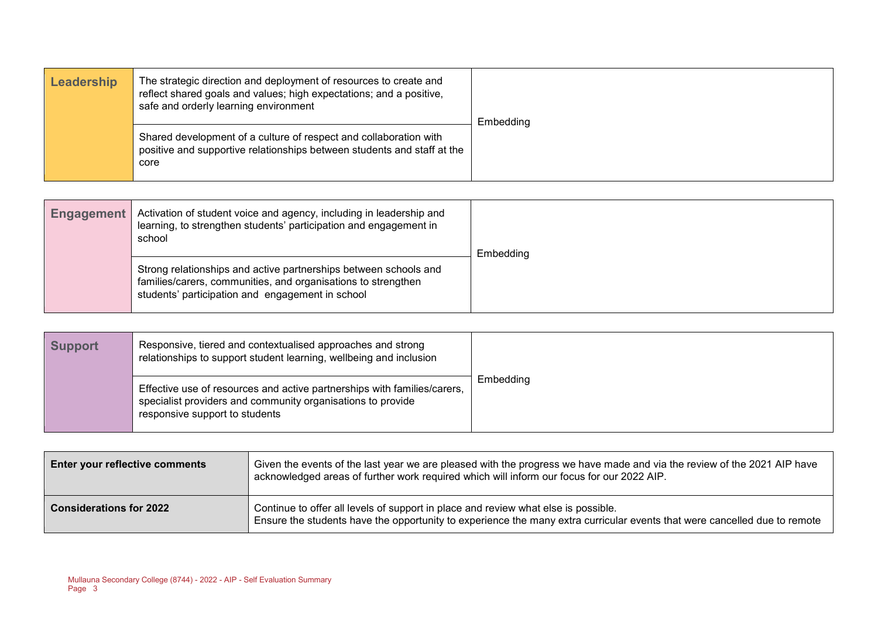| Leadership | The strategic direction and deployment of resources to create and reflect shared goals and values; high expectations; and a positive, safe and orderly learning environment | Embedding |
| --- | --- | --- |
| | Shared development of a culture of respect and collaboration with positive and supportive relationships between students and staff at the core | |

| Engagement | Activation of student voice and agency, including in leadership and learning, to strengthen students' participation and engagement in school | Embedding |
| --- | --- | --- |
| | Strong relationships and active partnerships between schools and families/carers, communities, and organisations to strengthen students' participation and engagement in school | |

| Support | Responsive, tiered and contextualised approaches and strong relationships to support student learning, wellbeing and inclusion | Embedding |
| --- | --- | --- |
| | Effective use of resources and active partnerships with families/carers, specialist providers and community organisations to provide responsive support to students | |

| Enter your reflective comments | Given the events of the last year we are pleased with the progress we have made and via the review of the 2021 AIP have acknowledged areas of further work required which will inform our focus for our 2022 AIP. |
| --- | --- |
| **Considerations for 2022** | Continue to offer all levels of support in place and review what else is possible.<br>Ensure the students have the opportunity to experience the many extra curricular events that were cancelled due to remote |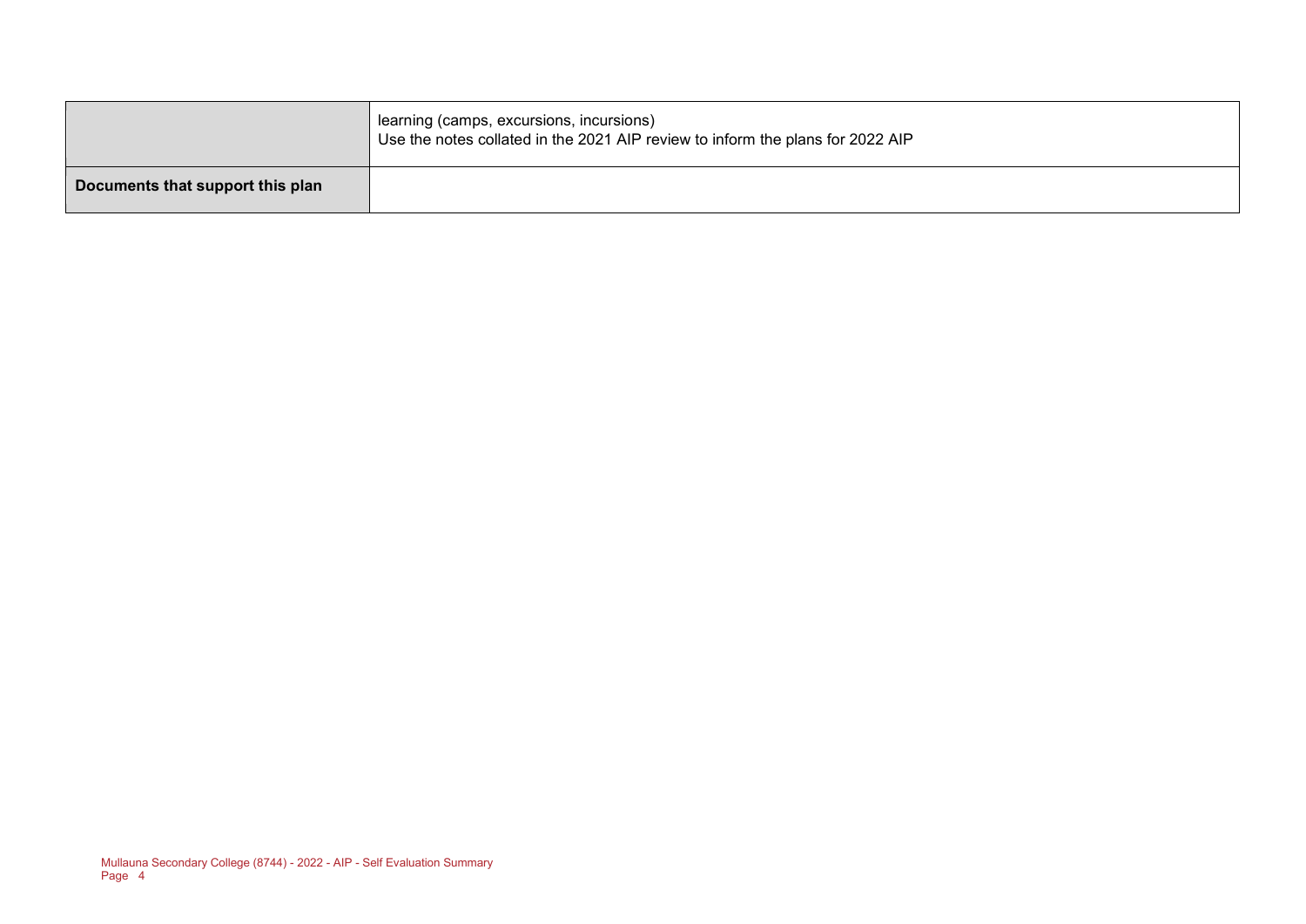|  |  |
| --- | --- |
|  | learning (camps, excursions, incursions)<br>Use the notes collated in the 2021 AIP review to inform the plans for 2022 AIP |
| **Documents that support this plan** |  |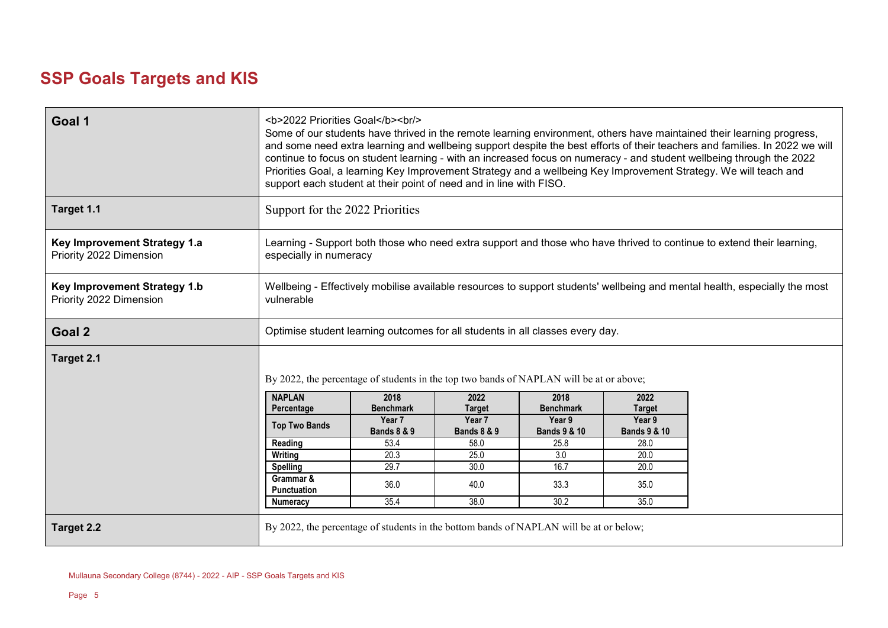# SSP Goals Targets and KIS

| | |
|---|---|
| **Goal 1** | <b>2022 Priorities Goal</b><br/> Some of our students have thrived in the remote learning environment, others have maintained their learning progress, and some need extra learning and wellbeing support despite the best efforts of their teachers and families. In 2022 we will continue to focus on student learning - with an increased focus on numeracy - and student wellbeing through the 2022 Priorities Goal, a learning Key Improvement Strategy and a wellbeing Key Improvement Strategy. We will teach and support each student at their point of need and in line with FISO. |
| **Target 1.1** | Support for the 2022 Priorities |
| **Key Improvement Strategy 1.a** Priority 2022 Dimension | Learning - Support both those who need extra support and those who have thrived to continue to extend their learning, especially in numeracy |
| **Key Improvement Strategy 1.b** Priority 2022 Dimension | Wellbeing - Effectively mobilise available resources to support students' wellbeing and mental health, especially the most vulnerable |
| **Goal 2** | Optimise student learning outcomes for all students in all classes every day. |
| **Target 2.1** | By 2022, the percentage of students in the top two bands of NAPLAN will be at or above; (see table below) |
| **Target 2.2** | By 2022, the percentage of students in the bottom bands of NAPLAN will be at or below; |

Target 2.1 table:

| NAPLAN Percentage | 2018 Benchmark | 2022 Target | 2018 Benchmark | 2022 Target |
|---|---|---|---|---|
| Top Two Bands | Year 7 Bands 8 & 9 | Year 7 Bands 8 & 9 | Year 9 Bands 9 & 10 | Year 9 Bands 9 & 10 |
| Reading | 53.4 | 58.0 | 25.8 | 28.0 |
| Writing | 20.3 | 25.0 | 3.0 | 20.0 |
| Spelling | 29.7 | 30.0 | 16.7 | 20.0 |
| Grammar & Punctuation | 36.0 | 40.0 | 33.3 | 35.0 |
| Numeracy | 35.4 | 38.0 | 30.2 | 35.0 |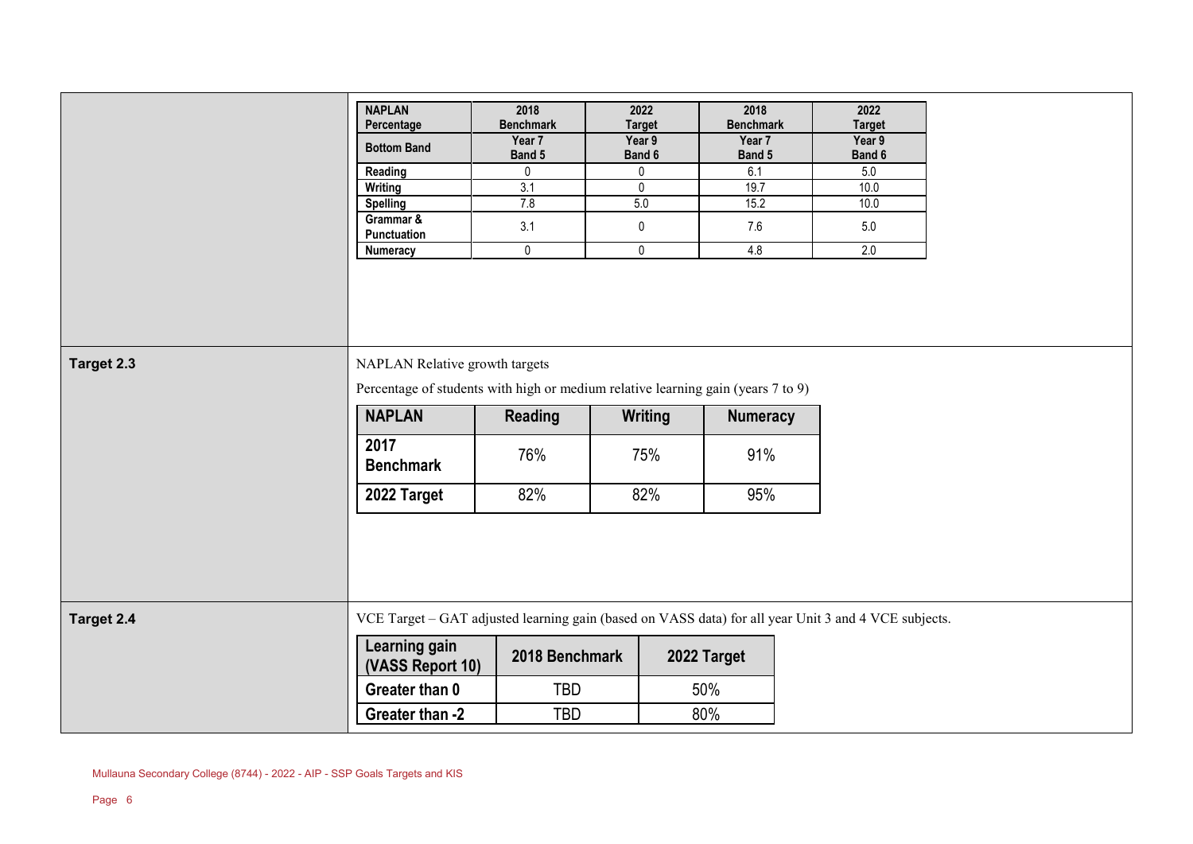| NAPLAN Percentage | 2018 Benchmark | 2022 Target | 2018 Benchmark | 2022 Target |
|---|---|---|---|---|
| Bottom Band | Year 7 Band 5 | Year 9 Band 6 | Year 7 Band 5 | Year 9 Band 6 |
| Reading | 0 | 0 | 6.1 | 5.0 |
| Writing | 3.1 | 0 | 19.7 | 10.0 |
| Spelling | 7.8 | 5.0 | 15.2 | 10.0 |
| Grammar & Punctuation | 3.1 | 0 | 7.6 | 5.0 |
| Numeracy | 0 | 0 | 4.8 | 2.0 |

**Target 2.3**

NAPLAN Relative growth targets

Percentage of students with high or medium relative learning gain (years 7 to 9)

| NAPLAN | Reading | Writing | Numeracy |
|---|---|---|---|
| 2017 Benchmark | 76% | 75% | 91% |
| 2022 Target | 82% | 82% | 95% |

**Target 2.4**

VCE Target – GAT adjusted learning gain (based on VASS data) for all year Unit 3 and 4 VCE subjects.

| Learning gain (VASS Report 10) | 2018 Benchmark | 2022 Target |
|---|---|---|
| Greater than 0 | TBD | 50% |
| Greater than -2 | TBD | 80% |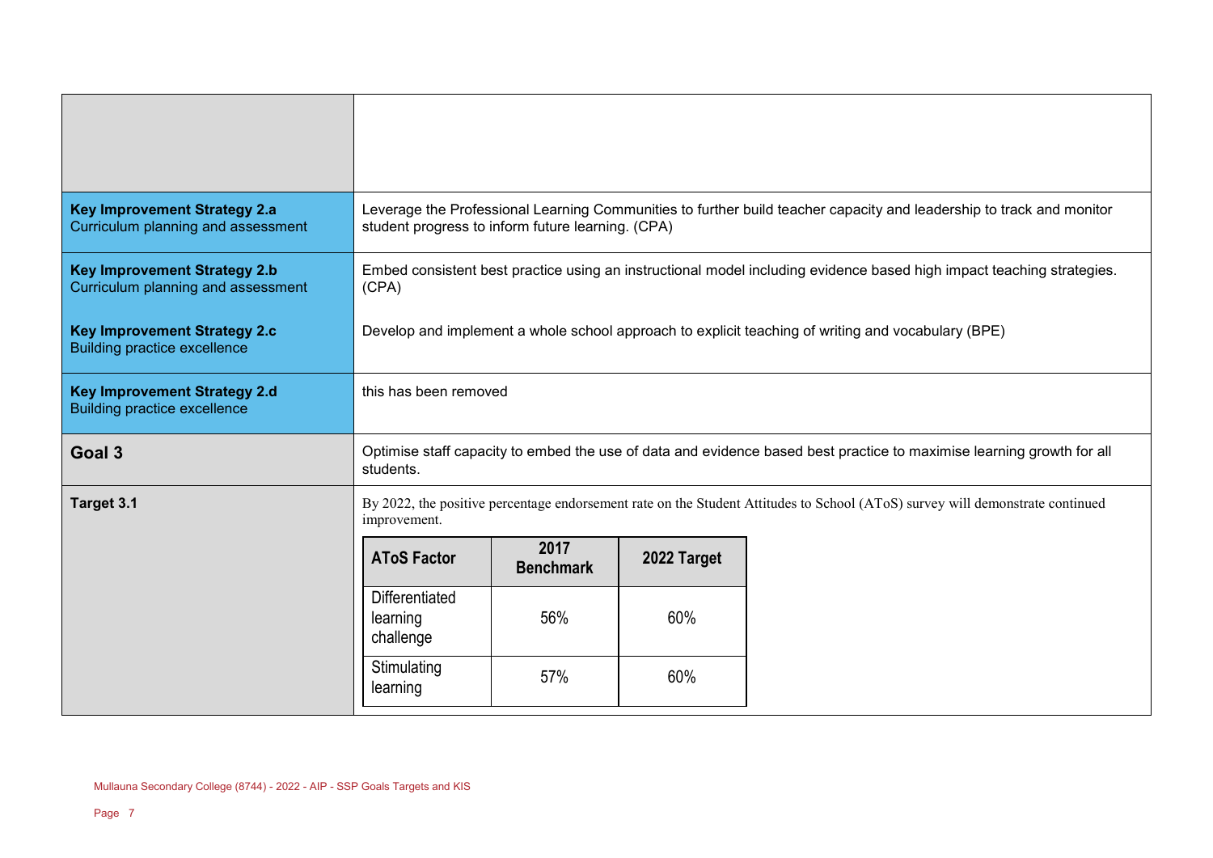| | |
|---|---|
| | |
| **Key Improvement Strategy 2.a**<br>Curriculum planning and assessment | Leverage the Professional Learning Communities to further build teacher capacity and leadership to track and monitor student progress to inform future learning. (CPA) |
| **Key Improvement Strategy 2.b**<br>Curriculum planning and assessment<br><br>**Key Improvement Strategy 2.c**<br>Building practice excellence | Embed consistent best practice using an instructional model including evidence based high impact teaching strategies. (CPA)<br><br>Develop and implement a whole school approach to explicit teaching of writing and vocabulary (BPE) |
| **Key Improvement Strategy 2.d**<br>Building practice excellence | this has been removed |
| **Goal 3** | Optimise staff capacity to embed the use of data and evidence based best practice to maximise learning growth for all students. |
| **Target 3.1** | By 2022, the positive percentage endorsement rate on the Student Attitudes to School (AToS) survey will demonstrate continued improvement. |

| AToS Factor | 2017 Benchmark | 2022 Target |
|---|---|---|
| Differentiated learning challenge | 56% | 60% |
| Stimulating learning | 57% | 60% |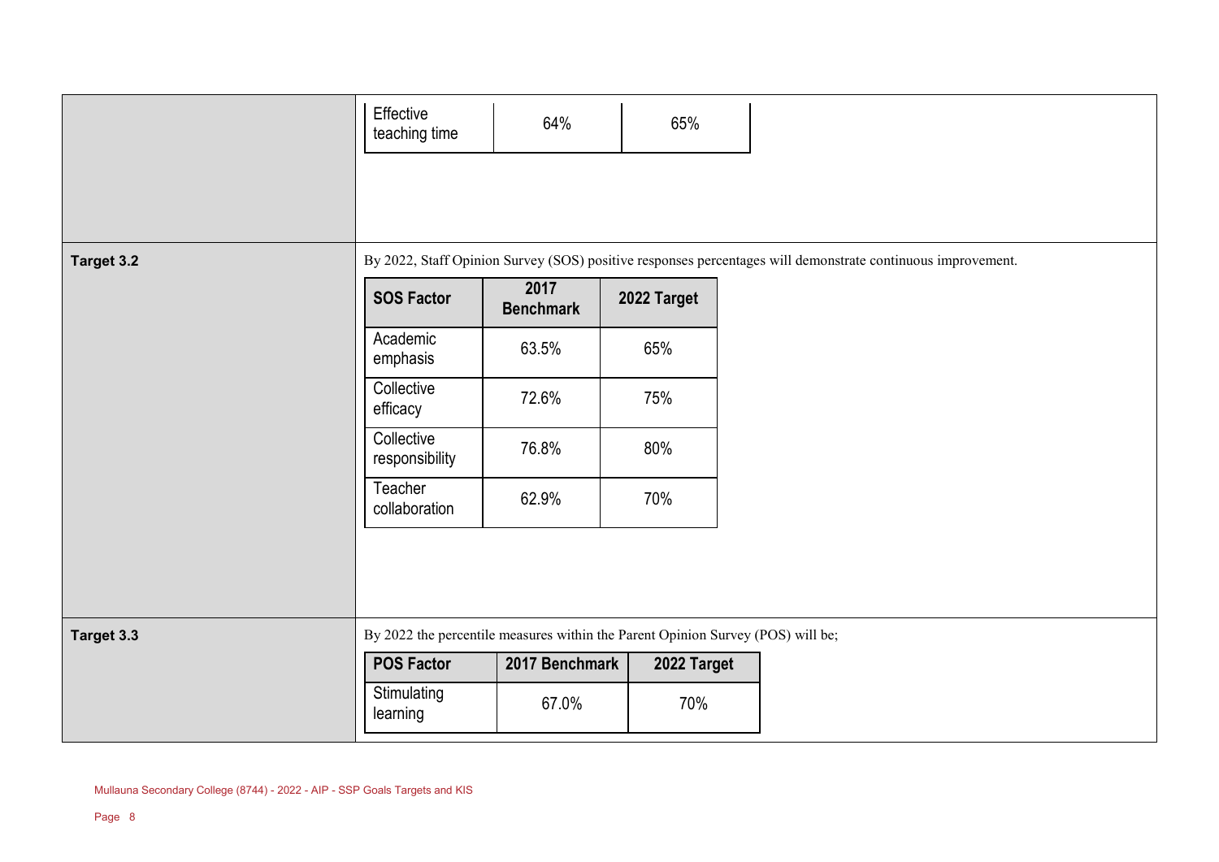| | |
|---|---|
| | Effective teaching time \| 64% \| 65% |

| Effective teaching time | 64% | 65% |
|---|---|---|

**Target 3.2**

By 2022, Staff Opinion Survey (SOS) positive responses percentages will demonstrate continuous improvement.

| SOS Factor | 2017 Benchmark | 2022 Target |
|---|---|---|
| Academic emphasis | 63.5% | 65% |
| Collective efficacy | 72.6% | 75% |
| Collective responsibility | 76.8% | 80% |
| Teacher collaboration | 62.9% | 70% |

**Target 3.3**

By 2022 the percentile measures within the Parent Opinion Survey (POS) will be;

| POS Factor | 2017 Benchmark | 2022 Target |
|---|---|---|
| Stimulating learning | 67.0% | 70% |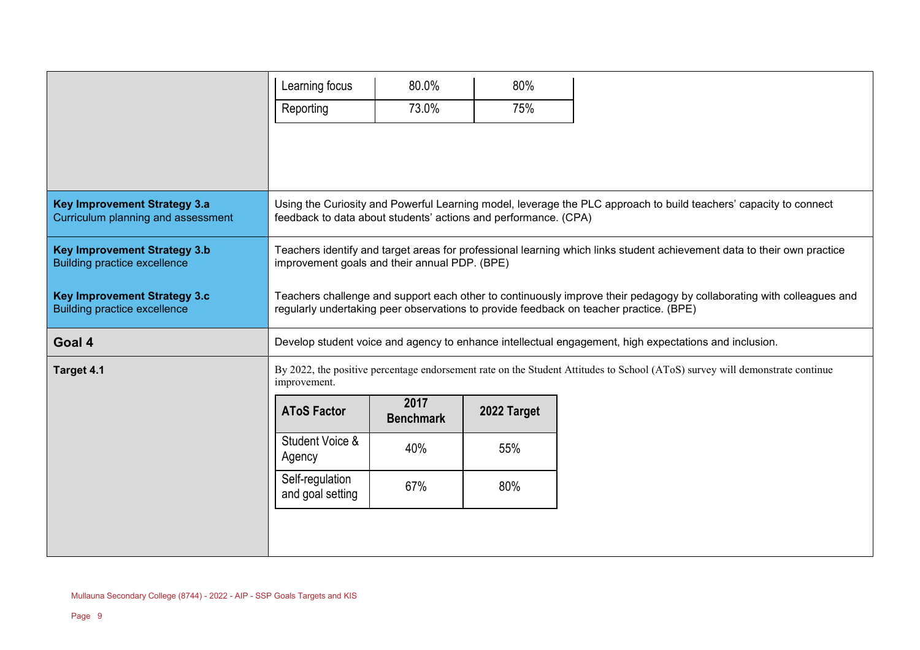| | |
|---|---|
| | <table><tr><td>Learning focus</td><td>80.0%</td><td>80%</td></tr><tr><td>Reporting</td><td>73.0%</td><td>75%</td></tr></table> |
| **Key Improvement Strategy 3.a**<br>Curriculum planning and assessment | Using the Curiosity and Powerful Learning model, leverage the PLC approach to build teachers' capacity to connect feedback to data about students' actions and performance. (CPA) |
| **Key Improvement Strategy 3.b**<br>Building practice excellence | Teachers identify and target areas for professional learning which links student achievement data to their own practice improvement goals and their annual PDP. (BPE) |
| **Key Improvement Strategy 3.c**<br>Building practice excellence | Teachers challenge and support each other to continuously improve their pedagogy by collaborating with colleagues and regularly undertaking peer observations to provide feedback on teacher practice. (BPE) |
| **Goal 4** | Develop student voice and agency to enhance intellectual engagement, high expectations and inclusion. |
| **Target 4.1** | By 2022, the positive percentage endorsement rate on the Student Attitudes to School (AToS) survey will demonstrate continue improvement. |

| AToS Factor | 2017 Benchmark | 2022 Target |
|---|---|---|
| Student Voice & Agency | 40% | 55% |
| Self-regulation and goal setting | 67% | 80% |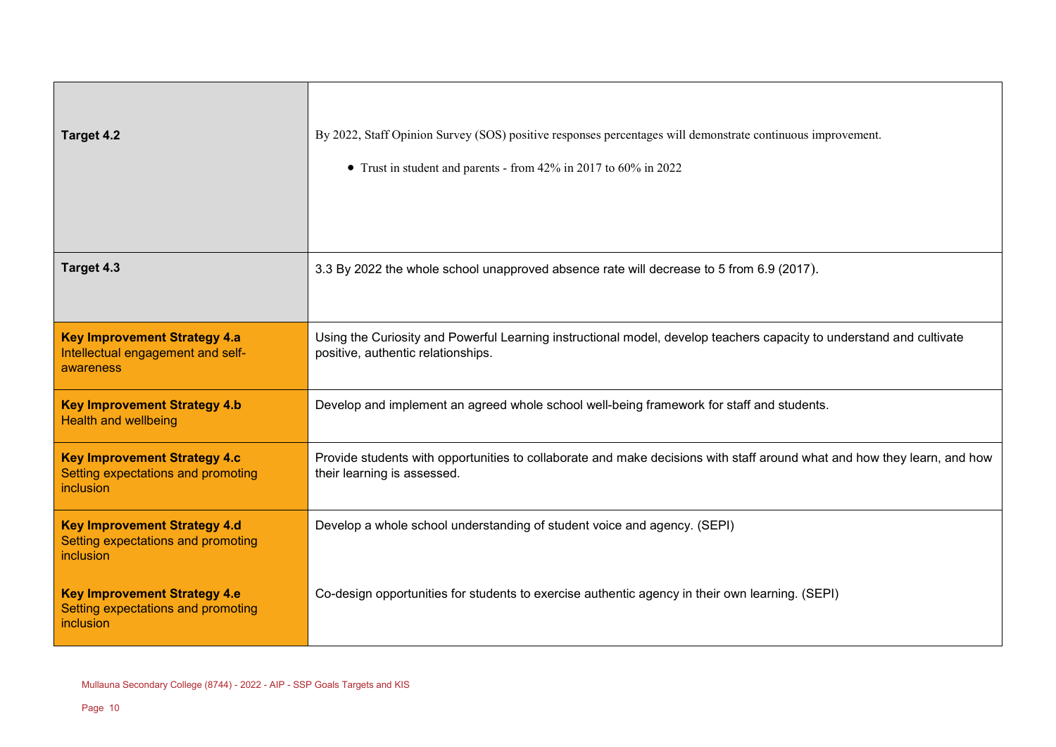| | |
|---|---|
| **Target 4.2** | By 2022, Staff Opinion Survey (SOS) positive responses percentages will demonstrate continuous improvement.<br><br>• Trust in student and parents - from 42% in 2017 to 60% in 2022 |
| **Target 4.3** | 3.3 By 2022 the whole school unapproved absence rate will decrease to 5 from 6.9 (2017). |
| **Key Improvement Strategy 4.a**<br>Intellectual engagement and self-awareness | Using the Curiosity and Powerful Learning instructional model, develop teachers capacity to understand and cultivate positive, authentic relationships. |
| **Key Improvement Strategy 4.b**<br>Health and wellbeing | Develop and implement an agreed whole school well-being framework for staff and students. |
| **Key Improvement Strategy 4.c**<br>Setting expectations and promoting inclusion | Provide students with opportunities to collaborate and make decisions with staff around what and how they learn, and how their learning is assessed. |
| **Key Improvement Strategy 4.d**<br>Setting expectations and promoting inclusion | Develop a whole school understanding of student voice and agency. (SEPI) |
| **Key Improvement Strategy 4.e**<br>Setting expectations and promoting inclusion | Co-design opportunities for students to exercise authentic agency in their own learning. (SEPI) |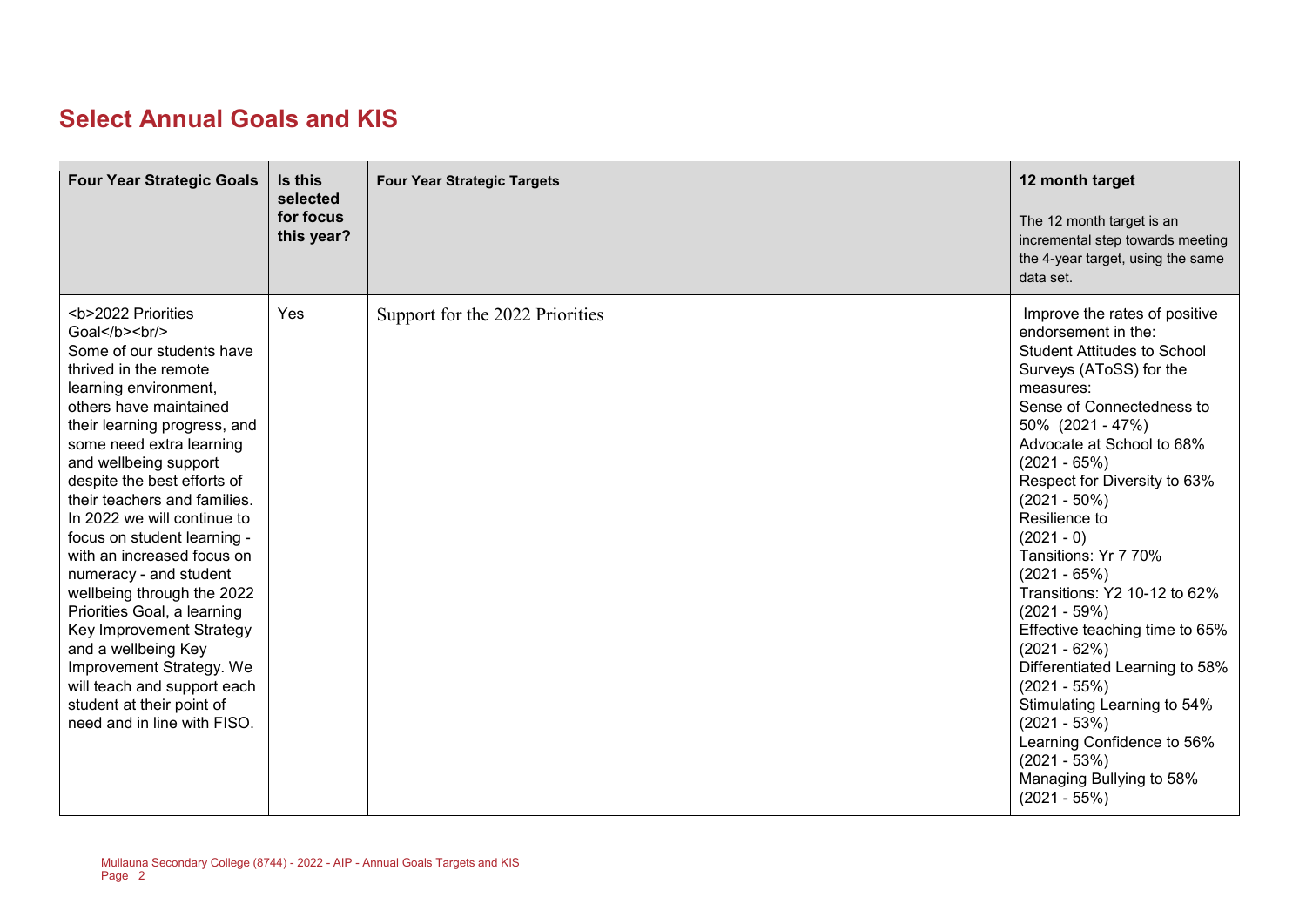## Select Annual Goals and KIS

| Four Year Strategic Goals | Is this selected for focus this year? | Four Year Strategic Targets | 12 month target<br><br>The 12 month target is an incremental step towards meeting the 4-year target, using the same data set. |
|---|---|---|---|
| <b>2022 Priorities Goal</b><br/><br>Some of our students have thrived in the remote learning environment, others have maintained their learning progress, and some need extra learning and wellbeing support despite the best efforts of their teachers and families. In 2022 we will continue to focus on student learning - with an increased focus on numeracy - and student wellbeing through the 2022 Priorities Goal, a learning Key Improvement Strategy and a wellbeing Key Improvement Strategy. We will teach and support each student at their point of need and in line with FISO. | Yes | Support for the 2022 Priorities | Improve the rates of positive endorsement in the:<br>Student Attitudes to School Surveys (AToSS) for the measures:<br>Sense of Connectedness to 50% (2021 - 47%)<br>Advocate at School to 68% (2021 - 65%)<br>Respect for Diversity to 63% (2021 - 50%)<br>Resilience to (2021 - 0)<br>Tansitions: Yr 7 70% (2021 - 65%)<br>Transitions: Y2 10-12 to 62% (2021 - 59%)<br>Effective teaching time to 65% (2021 - 62%)<br>Differentiated Learning to 58% (2021 - 55%)<br>Stimulating Learning to 54% (2021 - 53%)<br>Learning Confidence to 56% (2021 - 53%)<br>Managing Bullying to 58% (2021 - 55%) |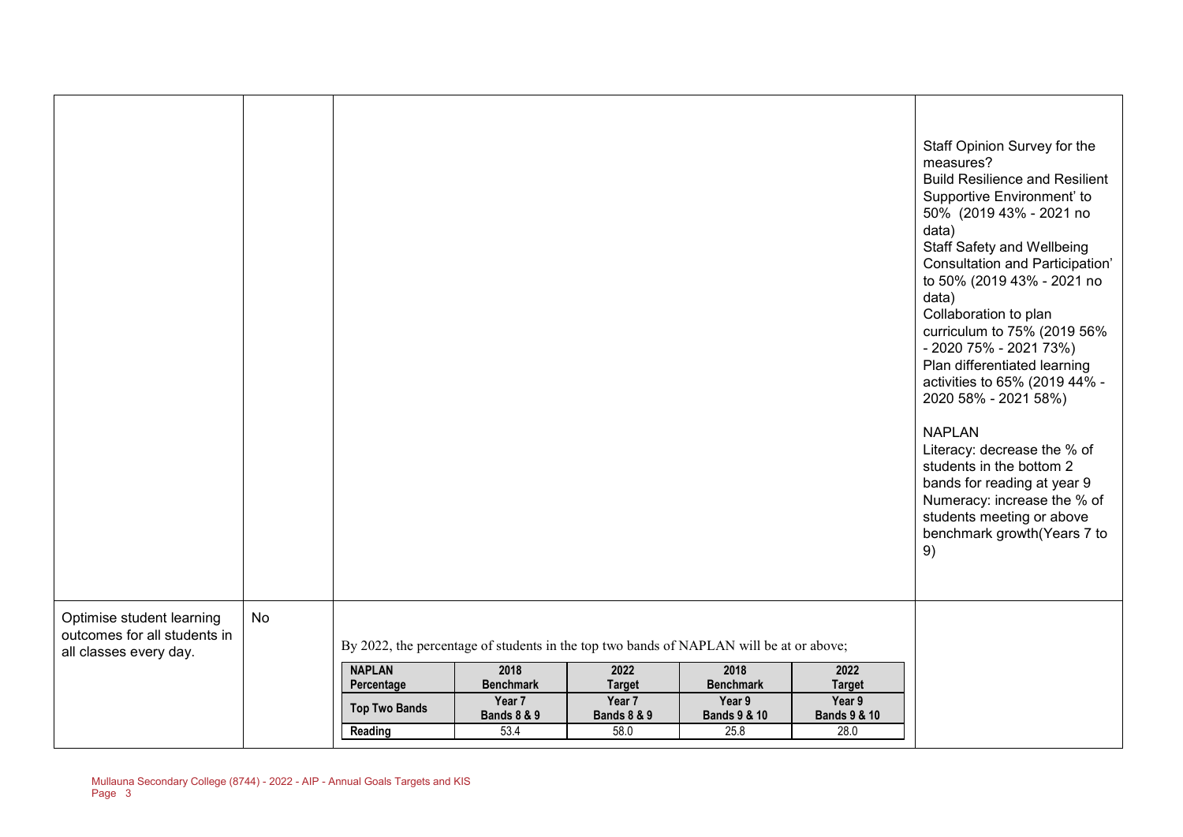| | | | |
|---|---|---|---|
| | | | Staff Opinion Survey for the measures?<br>Build Resilience and Resilient Supportive Environment' to 50% (2019 43% - 2021 no data)<br>Staff Safety and Wellbeing Consultation and Participation' to 50% (2019 43% - 2021 no data)<br>Collaboration to plan curriculum to 75% (2019 56% - 2020 75% - 2021 73%)<br>Plan differentiated learning activities to 65% (2019 44% - 2020 58% - 2021 58%)<br><br>NAPLAN<br>Literacy: decrease the % of students in the bottom 2 bands for reading at year 9<br>Numeracy: increase the % of students meeting or above benchmark growth(Years 7 to 9) |
| Optimise student learning outcomes for all students in all classes every day. | No | By 2022, the percentage of students in the top two bands of NAPLAN will be at or above; | |

| NAPLAN Percentage | 2018 Benchmark | 2022 Target | 2018 Benchmark | 2022 Target |
|---|---|---|---|---|
| Top Two Bands | Year 7 Bands 8 & 9 | Year 7 Bands 8 & 9 | Year 9 Bands 9 & 10 | Year 9 Bands 9 & 10 |
| Reading | 53.4 | 58.0 | 25.8 | 28.0 |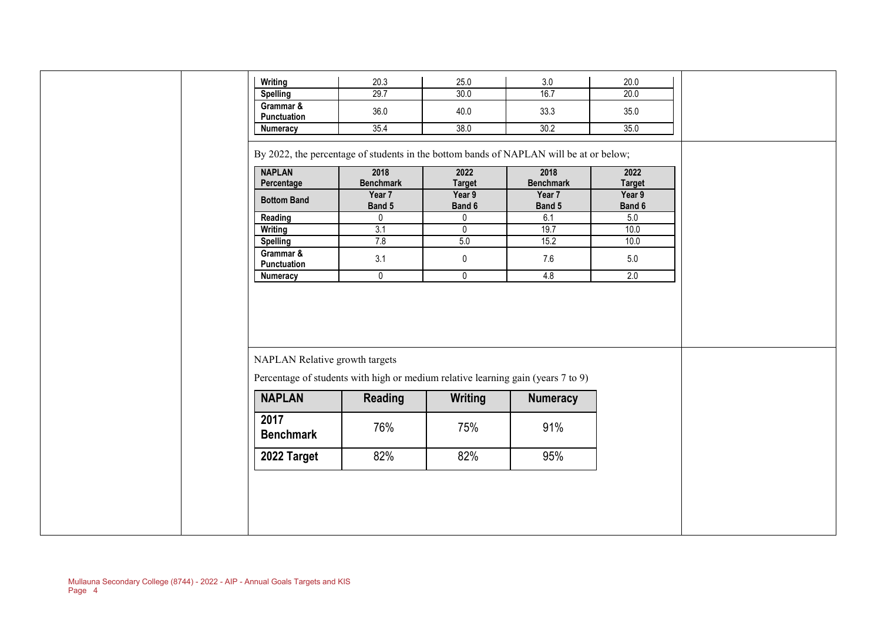| | | | | |
|---|---|---|---|---|
| Writing | 20.3 | 25.0 | 3.0 | 20.0 |
| Spelling | 29.7 | 30.0 | 16.7 | 20.0 |
| Grammar & Punctuation | 36.0 | 40.0 | 33.3 | 35.0 |
| Numeracy | 35.4 | 38.0 | 30.2 | 35.0 |

By 2022, the percentage of students in the bottom bands of NAPLAN will be at or below;

| NAPLAN Percentage | 2018 Benchmark | 2022 Target | 2018 Benchmark | 2022 Target |
|---|---|---|---|---|
| Bottom Band | Year 7 Band 5 | Year 9 Band 6 | Year 7 Band 5 | Year 9 Band 6 |
| Reading | 0 | 0 | 6.1 | 5.0 |
| Writing | 3.1 | 0 | 19.7 | 10.0 |
| Spelling | 7.8 | 5.0 | 15.2 | 10.0 |
| Grammar & Punctuation | 3.1 | 0 | 7.6 | 5.0 |
| Numeracy | 0 | 0 | 4.8 | 2.0 |

NAPLAN Relative growth targets

Percentage of students with high or medium relative learning gain (years 7 to 9)

| NAPLAN | Reading | Writing | Numeracy |
|---|---|---|---|
| 2017 Benchmark | 76% | 75% | 91% |
| 2022 Target | 82% | 82% | 95% |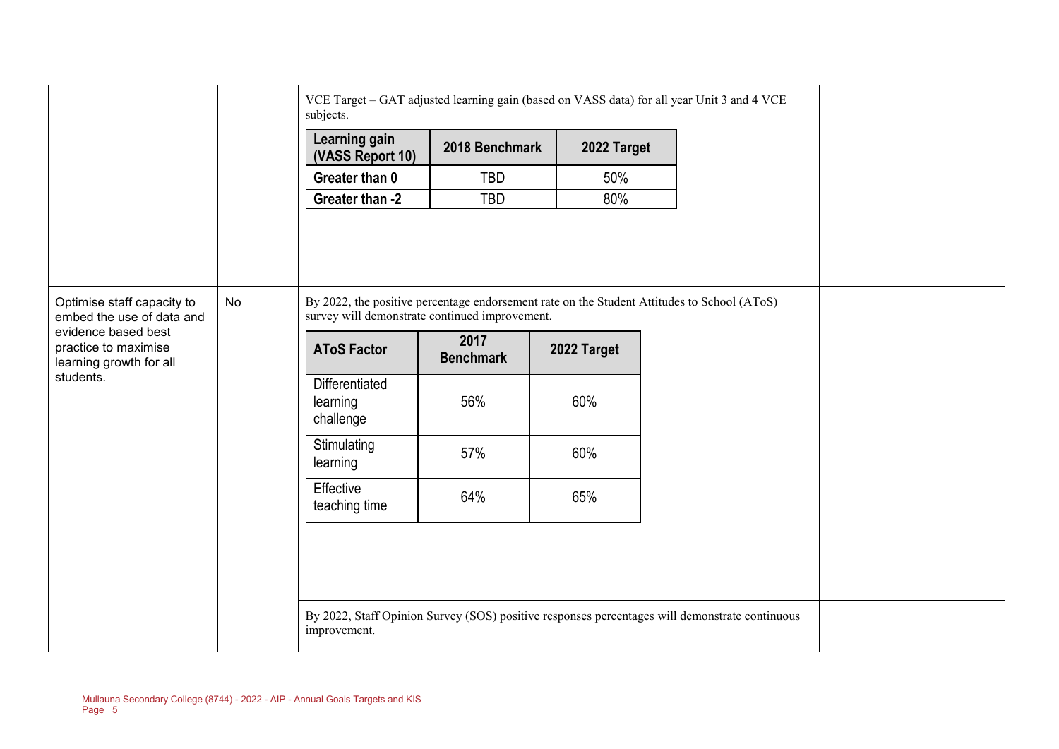| | | | |
|---|---|---|---|
| | | VCE Target – GAT adjusted learning gain (based on VASS data) for all year Unit 3 and 4 VCE subjects.<br><br>**Learning gain (VASS Report 10)** \| **2018 Benchmark** \| **2022 Target**<br>**Greater than 0** \| TBD \| 50%<br>**Greater than -2** \| TBD \| 80% | |
| Optimise staff capacity to embed the use of data and evidence based best practice to maximise learning growth for all students. | No | By 2022, the positive percentage endorsement rate on the Student Attitudes to School (AToS) survey will demonstrate continued improvement.<br><br>**AToS Factor** \| **2017 Benchmark** \| **2022 Target**<br>Differentiated learning challenge \| 56% \| 60%<br>Stimulating learning \| 57% \| 60%<br>Effective teaching time \| 64% \| 65% | |
| | | By 2022, Staff Opinion Survey (SOS) positive responses percentages will demonstrate continuous improvement. | |

| Learning gain (VASS Report 10) | 2018 Benchmark | 2022 Target |
|---|---|---|
| Greater than 0 | TBD | 50% |
| Greater than -2 | TBD | 80% |

| AToS Factor | 2017 Benchmark | 2022 Target |
|---|---|---|
| Differentiated learning challenge | 56% | 60% |
| Stimulating learning | 57% | 60% |
| Effective teaching time | 64% | 65% |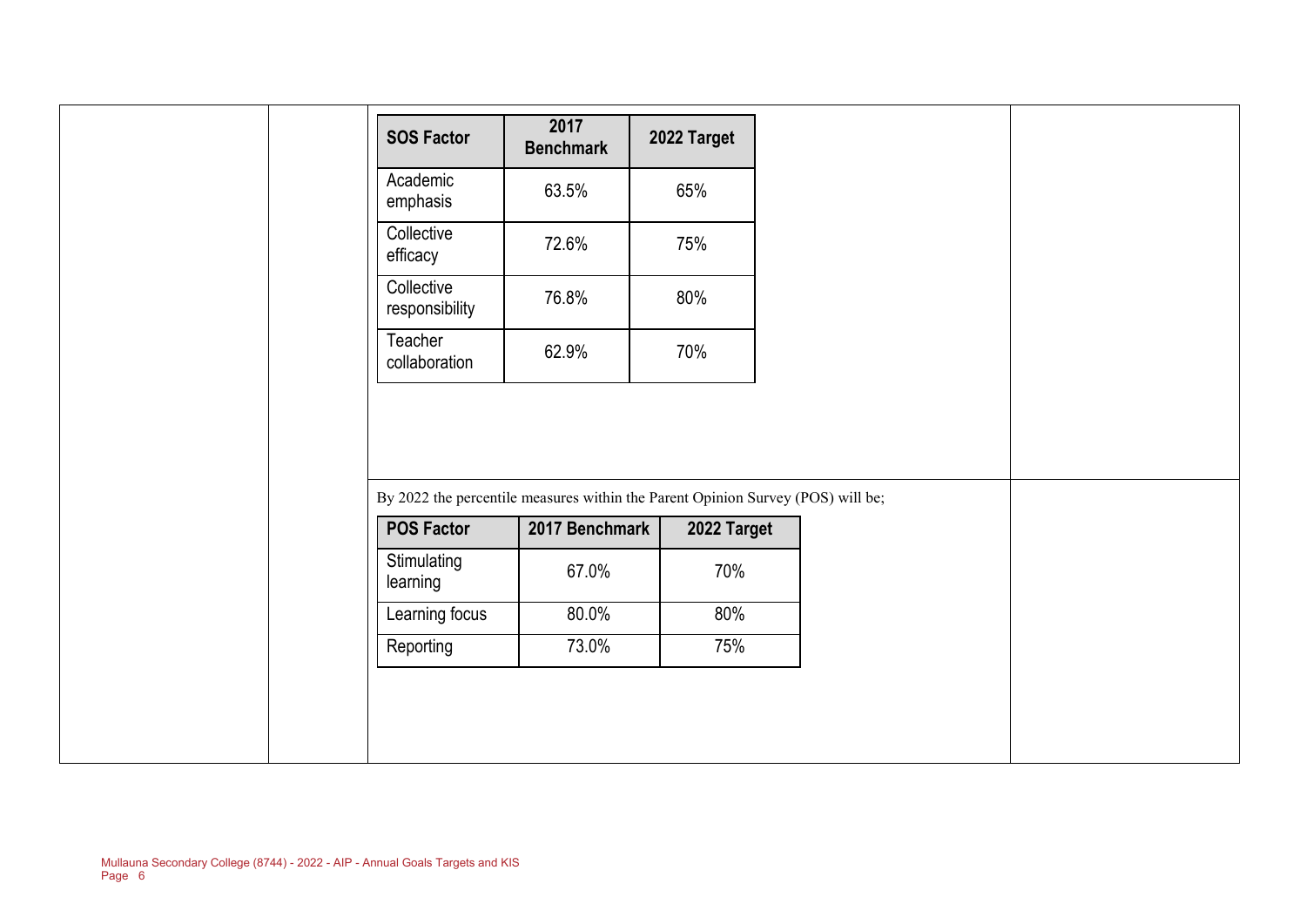| SOS Factor | 2017 Benchmark | 2022 Target |
| --- | --- | --- |
| Academic emphasis | 63.5% | 65% |
| Collective efficacy | 72.6% | 75% |
| Collective responsibility | 76.8% | 80% |
| Teacher collaboration | 62.9% | 70% |

By 2022 the percentile measures within the Parent Opinion Survey (POS) will be;

| POS Factor | 2017 Benchmark | 2022 Target |
| --- | --- | --- |
| Stimulating learning | 67.0% | 70% |
| Learning focus | 80.0% | 80% |
| Reporting | 73.0% | 75% |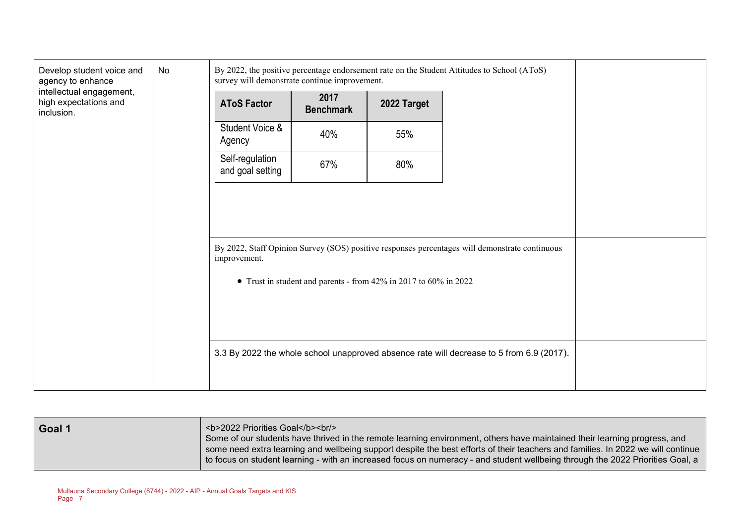| | | | |
|---|---|---|---|
| Develop student voice and agency to enhance intellectual engagement, high expectations and inclusion. | No | By 2022, the positive percentage endorsement rate on the Student Attitudes to School (AToS) survey will demonstrate continue improvement.<br><br>**AToS Factor** \| **2017 Benchmark** \| **2022 Target**<br>Student Voice & Agency \| 40% \| 55%<br>Self-regulation and goal setting \| 67% \| 80% | |
| | | By 2022, Staff Opinion Survey (SOS) positive responses percentages will demonstrate continuous improvement.<br><br>• Trust in student and parents - from 42% in 2017 to 60% in 2022 | |
| | | 3.3 By 2022 the whole school unapproved absence rate will decrease to 5 from 6.9 (2017). | |

| | |
|---|---|
| **Goal 1** | <b>2022 Priorities Goal</b><br/><br>Some of our students have thrived in the remote learning environment, others have maintained their learning progress, and some need extra learning and wellbeing support despite the best efforts of their teachers and families. In 2022 we will continue to focus on student learning - with an increased focus on numeracy - and student wellbeing through the 2022 Priorities Goal, a |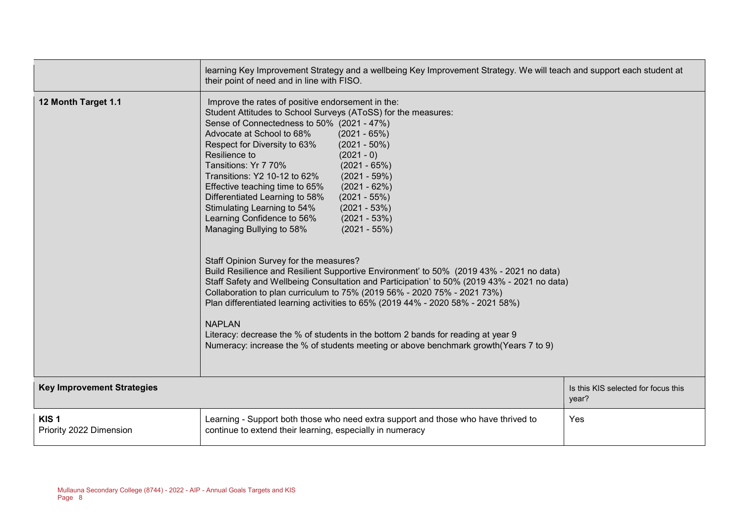| | | |
|---|---|---|
| | learning Key Improvement Strategy and a wellbeing Key Improvement Strategy. We will teach and support each student at their point of need and in line with FISO. | |
| **12 Month Target 1.1** | Improve the rates of positive endorsement in the:<br>Student Attitudes to School Surveys (AToSS) for the measures:<br>Sense of Connectedness to 50% (2021 - 47%)<br>Advocate at School to 68% (2021 - 65%)<br>Respect for Diversity to 63% (2021 - 50%)<br>Resilience to (2021 - 0)<br>Tansitions: Yr 7 70% (2021 - 65%)<br>Transitions: Y2 10-12 to 62% (2021 - 59%)<br>Effective teaching time to 65% (2021 - 62%)<br>Differentiated Learning to 58% (2021 - 55%)<br>Stimulating Learning to 54% (2021 - 53%)<br>Learning Confidence to 56% (2021 - 53%)<br>Managing Bullying to 58% (2021 - 55%)<br><br>Staff Opinion Survey for the measures?<br>Build Resilience and Resilient Supportive Environment' to 50% (2019 43% - 2021 no data)<br>Staff Safety and Wellbeing Consultation and Participation' to 50% (2019 43% - 2021 no data)<br>Collaboration to plan curriculum to 75% (2019 56% - 2020 75% - 2021 73%)<br>Plan differentiated learning activities to 65% (2019 44% - 2020 58% - 2021 58%)<br><br>NAPLAN<br>Literacy: decrease the % of students in the bottom 2 bands for reading at year 9<br>Numeracy: increase the % of students meeting or above benchmark growth(Years 7 to 9) | |
| **Key Improvement Strategies** | | Is this KIS selected for focus this year? |
| **KIS 1**<br>Priority 2022 Dimension | Learning - Support both those who need extra support and those who have thrived to continue to extend their learning, especially in numeracy | Yes |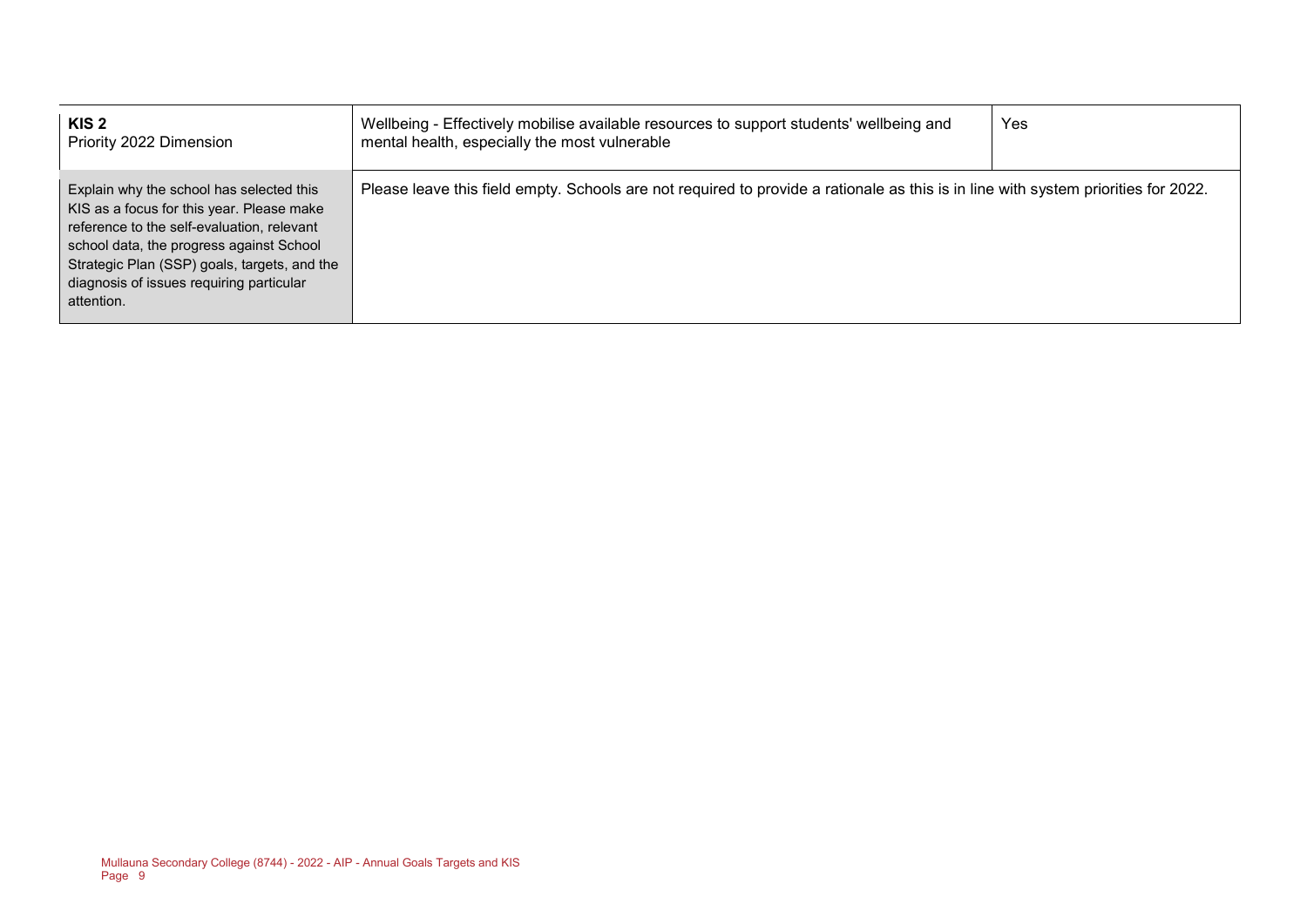| **KIS 2**<br>Priority 2022 Dimension | Wellbeing - Effectively mobilise available resources to support students' wellbeing and mental health, especially the most vulnerable | Yes |
| --- | --- | --- |
| Explain why the school has selected this KIS as a focus for this year. Please make reference to the self-evaluation, relevant school data, the progress against School Strategic Plan (SSP) goals, targets, and the diagnosis of issues requiring particular attention. | Please leave this field empty. Schools are not required to provide a rationale as this is in line with system priorities for 2022. | |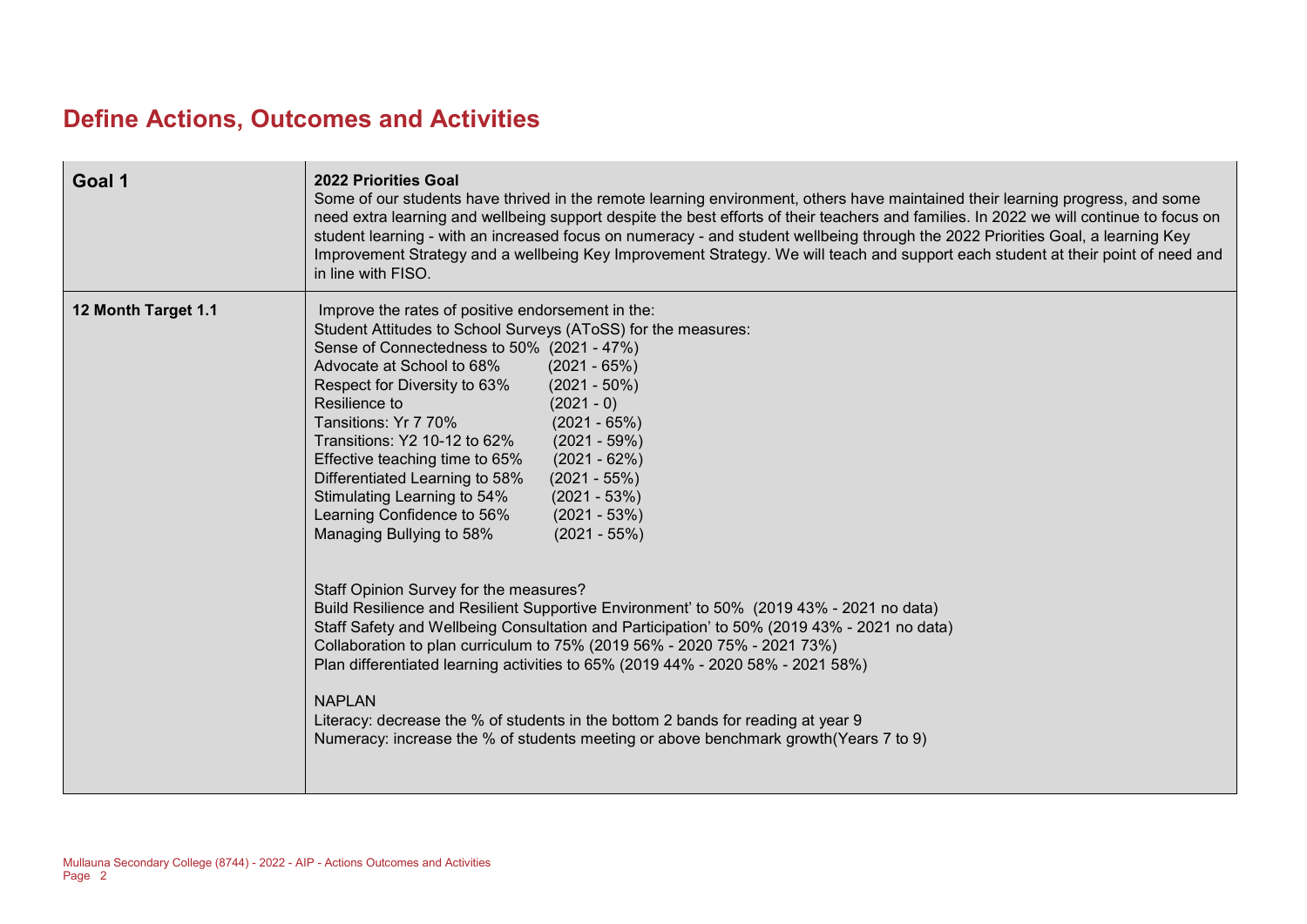# Define Actions, Outcomes and Activities

| Goal 1 | **2022 Priorities Goal**<br>Some of our students have thrived in the remote learning environment, others have maintained their learning progress, and some need extra learning and wellbeing support despite the best efforts of their teachers and families. In 2022 we will continue to focus on student learning - with an increased focus on numeracy - and student wellbeing through the 2022 Priorities Goal, a learning Key Improvement Strategy and a wellbeing Key Improvement Strategy. We will teach and support each student at their point of need and in line with FISO. |
|---|---|
| **12 Month Target 1.1** | Improve the rates of positive endorsement in the:<br>Student Attitudes to School Surveys (AToSS) for the measures:<br>Sense of Connectedness to 50% (2021 - 47%)<br>Advocate at School to 68% (2021 - 65%)<br>Respect for Diversity to 63% (2021 - 50%)<br>Resilience to (2021 - 0)<br>Tansitions: Yr 7 70% (2021 - 65%)<br>Transitions: Y2 10-12 to 62% (2021 - 59%)<br>Effective teaching time to 65% (2021 - 62%)<br>Differentiated Learning to 58% (2021 - 55%)<br>Stimulating Learning to 54% (2021 - 53%)<br>Learning Confidence to 56% (2021 - 53%)<br>Managing Bullying to 58% (2021 - 55%)<br><br>Staff Opinion Survey for the measures?<br>Build Resilience and Resilient Supportive Environment' to 50% (2019 43% - 2021 no data)<br>Staff Safety and Wellbeing Consultation and Participation' to 50% (2019 43% - 2021 no data)<br>Collaboration to plan curriculum to 75% (2019 56% - 2020 75% - 2021 73%)<br>Plan differentiated learning activities to 65% (2019 44% - 2020 58% - 2021 58%)<br><br>NAPLAN<br>Literacy: decrease the % of students in the bottom 2 bands for reading at year 9<br>Numeracy: increase the % of students meeting or above benchmark growth(Years 7 to 9) |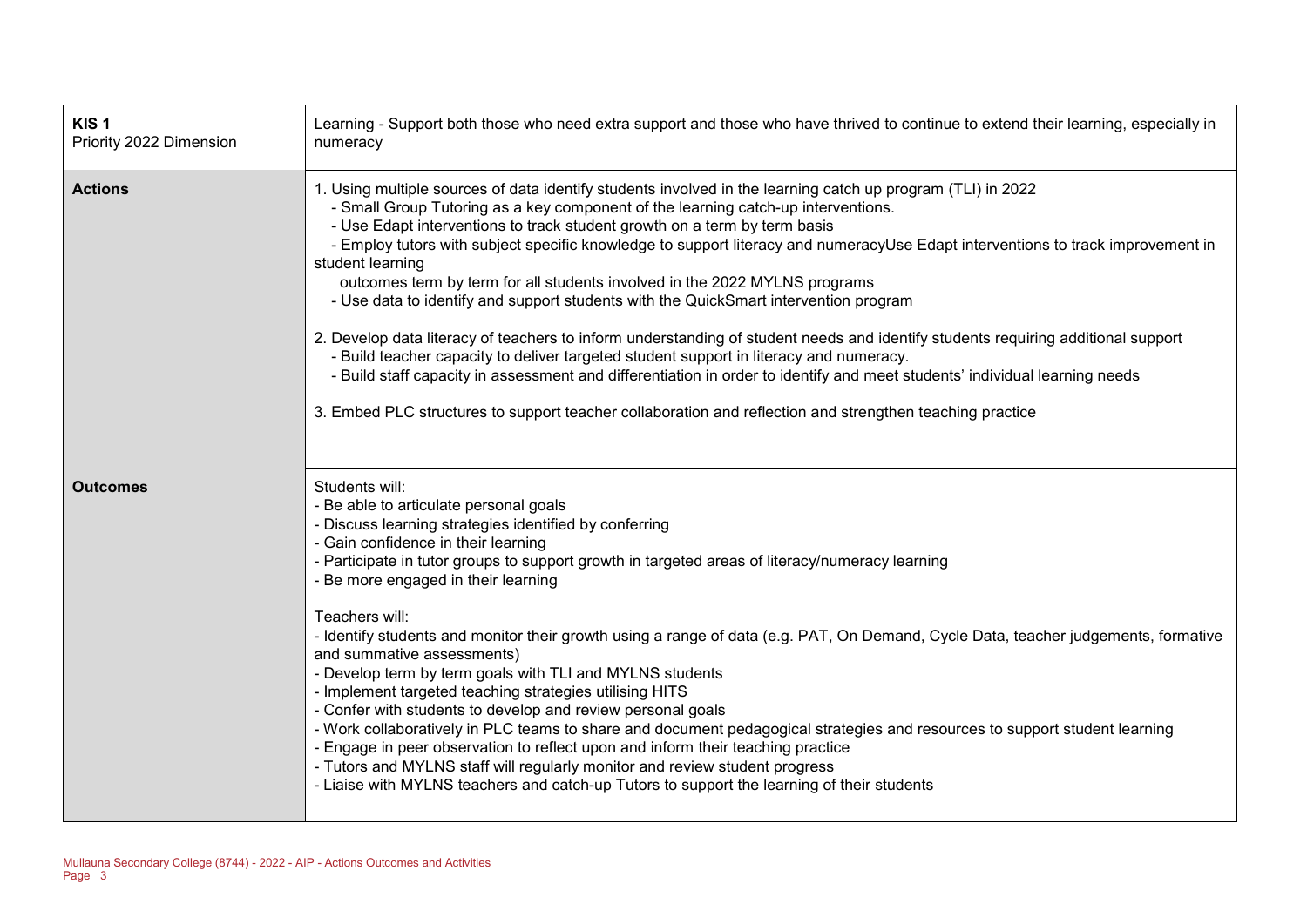| **KIS 1**<br>Priority 2022 Dimension | Learning - Support both those who need extra support and those who have thrived to continue to extend their learning, especially in numeracy |
|---|---|
| **Actions** | 1. Using multiple sources of data identify students involved in the learning catch up program (TLI) in 2022<br>- Small Group Tutoring as a key component of the learning catch-up interventions.<br>- Use Edapt interventions to track student growth on a term by term basis<br>- Employ tutors with subject specific knowledge to support literacy and numeracyUse Edapt interventions to track improvement in student learning<br>outcomes term by term for all students involved in the 2022 MYLNS programs<br>- Use data to identify and support students with the QuickSmart intervention program<br><br>2. Develop data literacy of teachers to inform understanding of student needs and identify students requiring additional support<br>- Build teacher capacity to deliver targeted student support in literacy and numeracy.<br>- Build staff capacity in assessment and differentiation in order to identify and meet students' individual learning needs<br><br>3. Embed PLC structures to support teacher collaboration and reflection and strengthen teaching practice |
| **Outcomes** | Students will:<br>- Be able to articulate personal goals<br>- Discuss learning strategies identified by conferring<br>- Gain confidence in their learning<br>- Participate in tutor groups to support growth in targeted areas of literacy/numeracy learning<br>- Be more engaged in their learning<br><br>Teachers will:<br>- Identify students and monitor their growth using a range of data (e.g. PAT, On Demand, Cycle Data, teacher judgements, formative and summative assessments)<br>- Develop term by term goals with TLI and MYLNS students<br>- Implement targeted teaching strategies utilising HITS<br>- Confer with students to develop and review personal goals<br>- Work collaboratively in PLC teams to share and document pedagogical strategies and resources to support student learning<br>- Engage in peer observation to reflect upon and inform their teaching practice<br>- Tutors and MYLNS staff will regularly monitor and review student progress<br>- Liaise with MYLNS teachers and catch-up Tutors to support the learning of their students |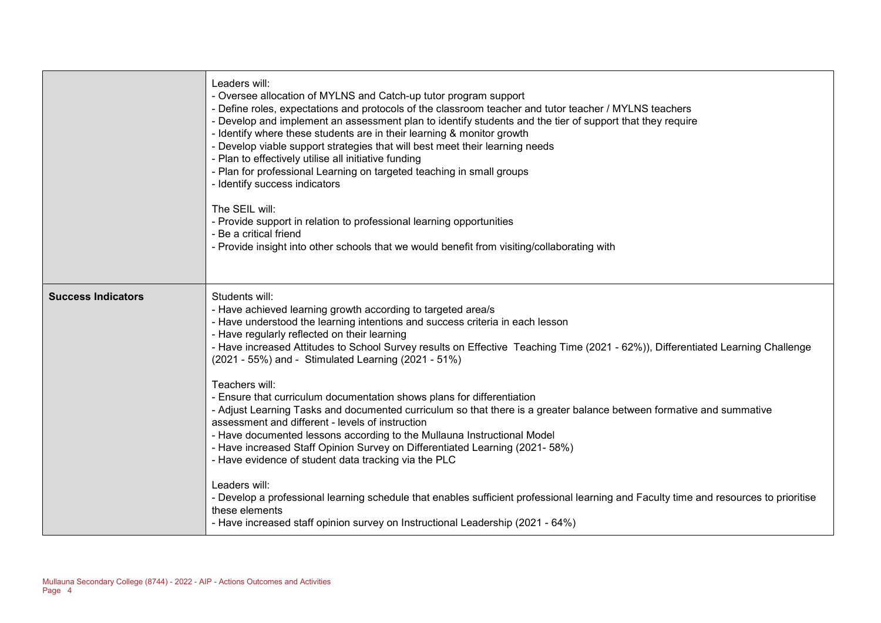| | |
|---|---|
| | Leaders will:<br>- Oversee allocation of MYLNS and Catch-up tutor program support<br>- Define roles, expectations and protocols of the classroom teacher and tutor teacher / MYLNS teachers<br>- Develop and implement an assessment plan to identify students and the tier of support that they require<br>- Identify where these students are in their learning & monitor growth<br>- Develop viable support strategies that will best meet their learning needs<br>- Plan to effectively utilise all initiative funding<br>- Plan for professional Learning on targeted teaching in small groups<br>- Identify success indicators<br><br>The SEIL will:<br>- Provide support in relation to professional learning opportunities<br>- Be a critical friend<br>- Provide insight into other schools that we would benefit from visiting/collaborating with |
| **Success Indicators** | Students will:<br>- Have achieved learning growth according to targeted area/s<br>- Have understood the learning intentions and success criteria in each lesson<br>- Have regularly reflected on their learning<br>- Have increased Attitudes to School Survey results on Effective Teaching Time (2021 - 62%)), Differentiated Learning Challenge (2021 - 55%) and - Stimulated Learning (2021 - 51%)<br><br>Teachers will:<br>- Ensure that curriculum documentation shows plans for differentiation<br>- Adjust Learning Tasks and documented curriculum so that there is a greater balance between formative and summative assessment and different - levels of instruction<br>- Have documented lessons according to the Mullauna Instructional Model<br>- Have increased Staff Opinion Survey on Differentiated Learning (2021- 58%)<br>- Have evidence of student data tracking via the PLC<br><br>Leaders will:<br>- Develop a professional learning schedule that enables sufficient professional learning and Faculty time and resources to prioritise these elements<br>- Have increased staff opinion survey on Instructional Leadership (2021 - 64%) |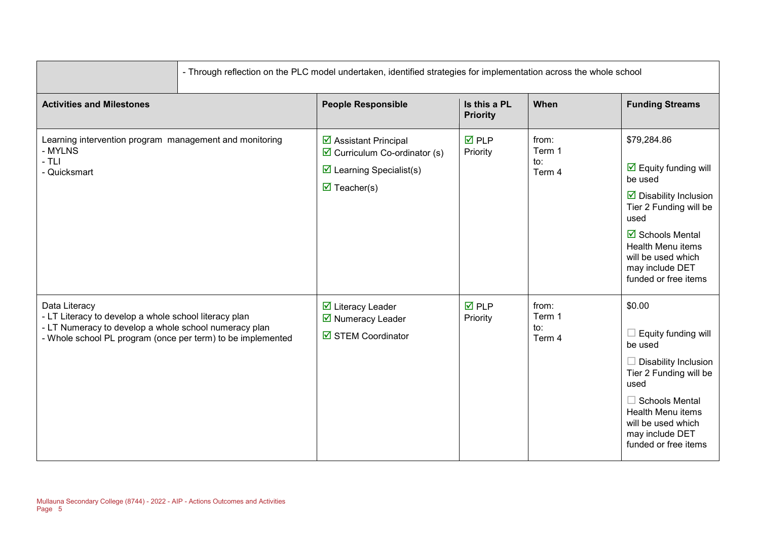| | - Through reflection on the PLC model undertaken, identified strategies for implementation across the whole school | | | |
|---|---|---|---|---|
| **Activities and Milestones** | **People Responsible** | **Is this a PL Priority** | **When** | **Funding Streams** |
| Learning intervention program management and monitoring<br>- MYLNS<br>- TLI<br>- Quicksmart | ☑ Assistant Principal<br>☑ Curriculum Co-ordinator (s)<br>☑ Learning Specialist(s)<br>☑ Teacher(s) | ☑ PLP Priority | from:<br>Term 1<br>to:<br>Term 4 | $79,284.86<br><br>☑ Equity funding will be used<br>☑ Disability Inclusion Tier 2 Funding will be used<br>☑ Schools Mental Health Menu items will be used which may include DET funded or free items |
| Data Literacy<br>- LT Literacy to develop a whole school literacy plan<br>- LT Numeracy to develop a whole school numeracy plan<br>- Whole school PL program (once per term) to be implemented | ☑ Literacy Leader<br>☑ Numeracy Leader<br>☑ STEM Coordinator | ☑ PLP Priority | from:<br>Term 1<br>to:<br>Term 4 | $0.00<br><br>☐ Equity funding will be used<br>☐ Disability Inclusion Tier 2 Funding will be used<br>☐ Schools Mental Health Menu items will be used which may include DET funded or free items |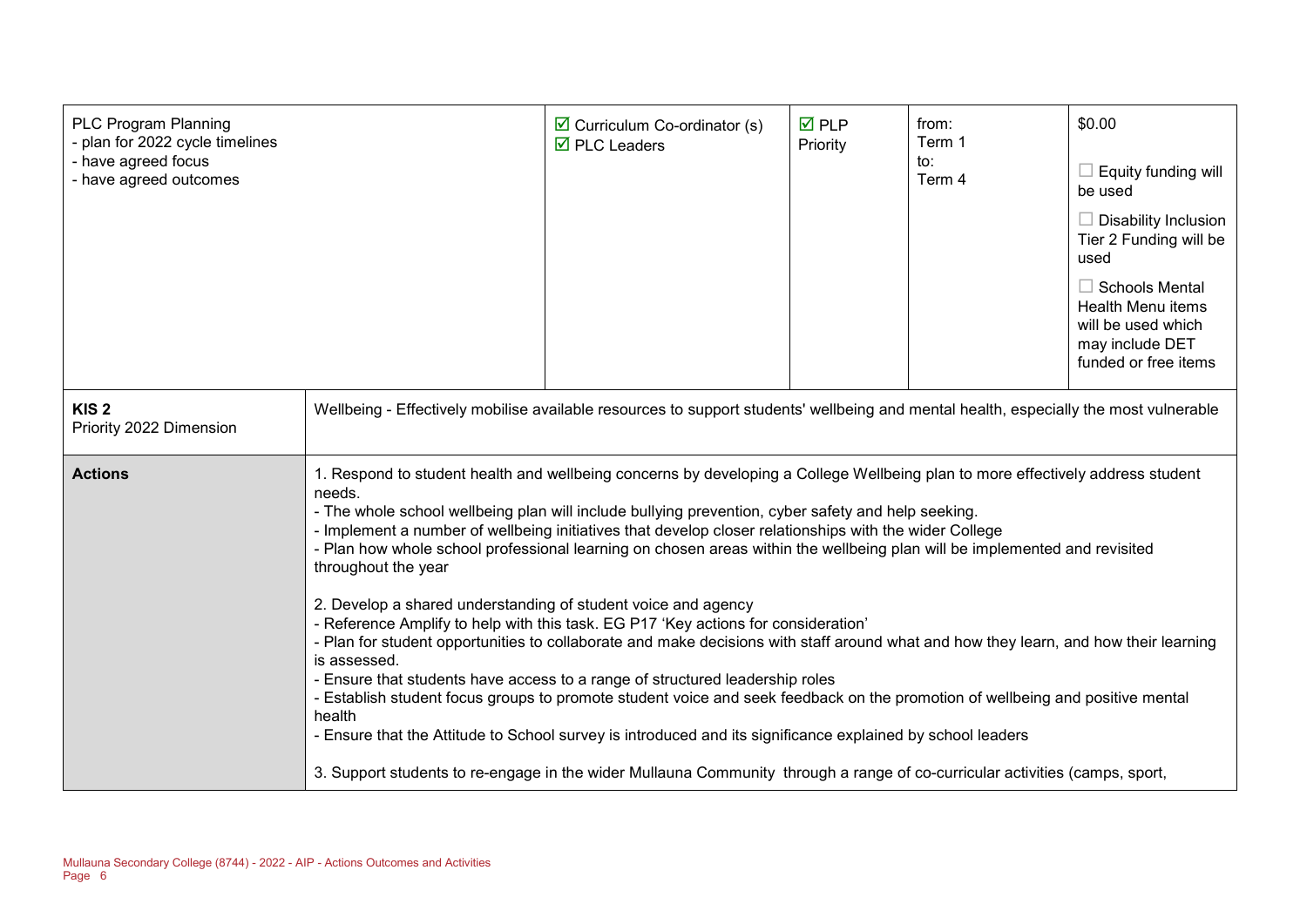| PLC Program Planning<br>- plan for 2022 cycle timelines<br>- have agreed focus<br>- have agreed outcomes | ☑ Curriculum Co-ordinator (s)<br>☑ PLC Leaders | ☑ PLP Priority | from:<br>Term 1<br>to:<br>Term 4 | $0.00<br><br>☐ Equity funding will be used<br><br>☐ Disability Inclusion Tier 2 Funding will be used<br><br>☐ Schools Mental Health Menu items will be used which may include DET funded or free items |
|---|---|---|---|---|

| **KIS 2**<br>Priority 2022 Dimension | Wellbeing - Effectively mobilise available resources to support students' wellbeing and mental health, especially the most vulnerable |
|---|---|
| **Actions** | 1. Respond to student health and wellbeing concerns by developing a College Wellbeing plan to more effectively address student needs.<br>- The whole school wellbeing plan will include bullying prevention, cyber safety and help seeking.<br>- Implement a number of wellbeing initiatives that develop closer relationships with the wider College<br>- Plan how whole school professional learning on chosen areas within the wellbeing plan will be implemented and revisited throughout the year<br><br>2. Develop a shared understanding of student voice and agency<br>- Reference Amplify to help with this task. EG P17 'Key actions for consideration'<br>- Plan for student opportunities to collaborate and make decisions with staff around what and how they learn, and how their learning is assessed.<br>- Ensure that students have access to a range of structured leadership roles<br>- Establish student focus groups to promote student voice and seek feedback on the promotion of wellbeing and positive mental health<br>- Ensure that the Attitude to School survey is introduced and its significance explained by school leaders<br><br>3. Support students to re-engage in the wider Mullauna Community through a range of co-curricular activities (camps, sport, |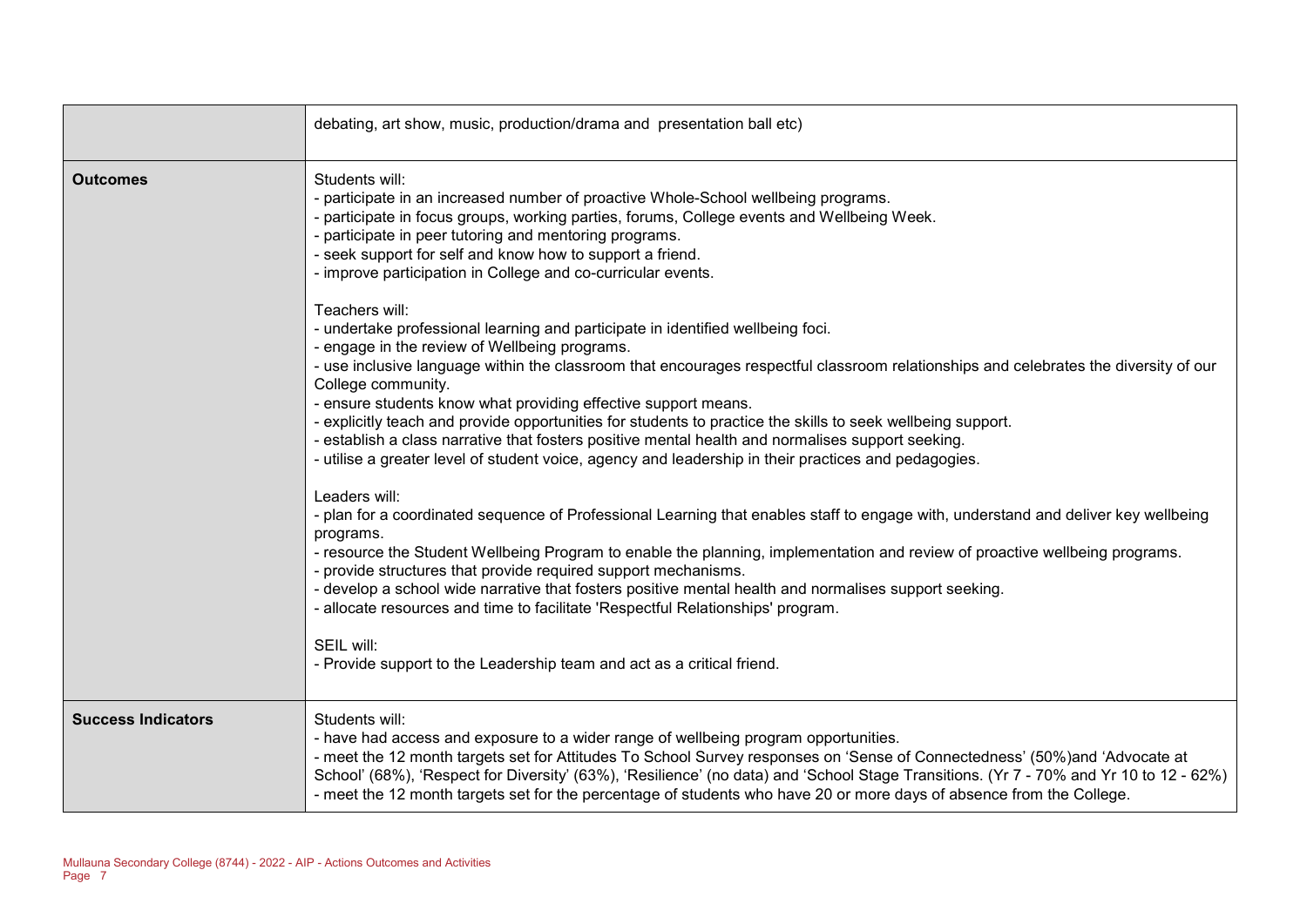| | |
|---|---|
| | debating, art show, music, production/drama and presentation ball etc) |
| **Outcomes** | Students will:<br>- participate in an increased number of proactive Whole-School wellbeing programs.<br>- participate in focus groups, working parties, forums, College events and Wellbeing Week.<br>- participate in peer tutoring and mentoring programs.<br>- seek support for self and know how to support a friend.<br>- improve participation in College and co-curricular events.<br><br>Teachers will:<br>- undertake professional learning and participate in identified wellbeing foci.<br>- engage in the review of Wellbeing programs.<br>- use inclusive language within the classroom that encourages respectful classroom relationships and celebrates the diversity of our College community.<br>- ensure students know what providing effective support means.<br>- explicitly teach and provide opportunities for students to practice the skills to seek wellbeing support.<br>- establish a class narrative that fosters positive mental health and normalises support seeking.<br>- utilise a greater level of student voice, agency and leadership in their practices and pedagogies.<br><br>Leaders will:<br>- plan for a coordinated sequence of Professional Learning that enables staff to engage with, understand and deliver key wellbeing programs.<br>- resource the Student Wellbeing Program to enable the planning, implementation and review of proactive wellbeing programs.<br>- provide structures that provide required support mechanisms.<br>- develop a school wide narrative that fosters positive mental health and normalises support seeking.<br>- allocate resources and time to facilitate 'Respectful Relationships' program.<br><br>SEIL will:<br>- Provide support to the Leadership team and act as a critical friend. |
| **Success Indicators** | Students will:<br>- have had access and exposure to a wider range of wellbeing program opportunities.<br>- meet the 12 month targets set for Attitudes To School Survey responses on 'Sense of Connectedness' (50%)and 'Advocate at School' (68%), 'Respect for Diversity' (63%), 'Resilience' (no data) and 'School Stage Transitions. (Yr 7 - 70% and Yr 10 to 12 - 62%)<br>- meet the 12 month targets set for the percentage of students who have 20 or more days of absence from the College. |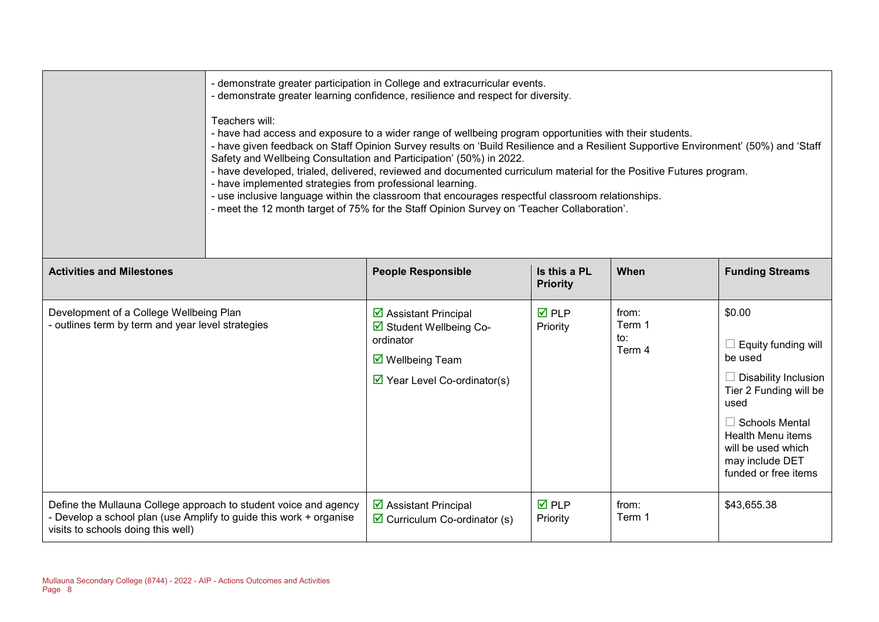| | |
|---|---|
| | - demonstrate greater participation in College and extracurricular events.<br>- demonstrate greater learning confidence, resilience and respect for diversity.<br><br>Teachers will:<br>- have had access and exposure to a wider range of wellbeing program opportunities with their students.<br>- have given feedback on Staff Opinion Survey results on 'Build Resilience and a Resilient Supportive Environment' (50%) and 'Staff Safety and Wellbeing Consultation and Participation' (50%) in 2022.<br>- have developed, trialed, delivered, reviewed and documented curriculum material for the Positive Futures program.<br>- have implemented strategies from professional learning.<br>- use inclusive language within the classroom that encourages respectful classroom relationships.<br>- meet the 12 month target of 75% for the Staff Opinion Survey on 'Teacher Collaboration'. |

| Activities and Milestones | People Responsible | Is this a PL Priority | When | Funding Streams |
|---|---|---|---|---|
| Development of a College Wellbeing Plan<br>- outlines term by term and year level strategies | ☑ Assistant Principal<br>☑ Student Wellbeing Co-ordinator<br>☑ Wellbeing Team<br>☑ Year Level Co-ordinator(s) | ☑ PLP Priority | from:<br>Term 1<br>to:<br>Term 4 | $0.00<br>☐ Equity funding will be used<br>☐ Disability Inclusion Tier 2 Funding will be used<br>☐ Schools Mental Health Menu items will be used which may include DET funded or free items |
| Define the Mullauna College approach to student voice and agency<br>- Develop a school plan (use Amplify to guide this work + organise visits to schools doing this well) | ☑ Assistant Principal<br>☑ Curriculum Co-ordinator (s) | ☑ PLP Priority | from:<br>Term 1 | $43,655.38 |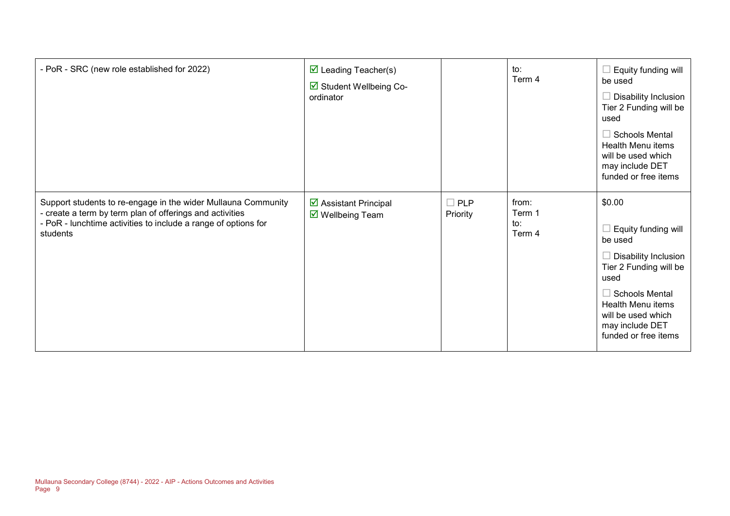| | | | | |
|---|---|---|---|---|
| - PoR - SRC (new role established for 2022) | ☑ Leading Teacher(s)<br>☑ Student Wellbeing Co-ordinator | | to:<br>Term 4 | ☐ Equity funding will be used<br>☐ Disability Inclusion Tier 2 Funding will be used<br>☐ Schools Mental Health Menu items will be used which may include DET funded or free items |
| Support students to re-engage in the wider Mullauna Community<br>- create a term by term plan of offerings and activities<br>- PoR - lunchtime activities to include a range of options for students | ☑ Assistant Principal<br>☑ Wellbeing Team | ☐ PLP Priority | from:<br>Term 1<br>to:<br>Term 4 | $0.00<br>☐ Equity funding will be used<br>☐ Disability Inclusion Tier 2 Funding will be used<br>☐ Schools Mental Health Menu items will be used which may include DET funded or free items |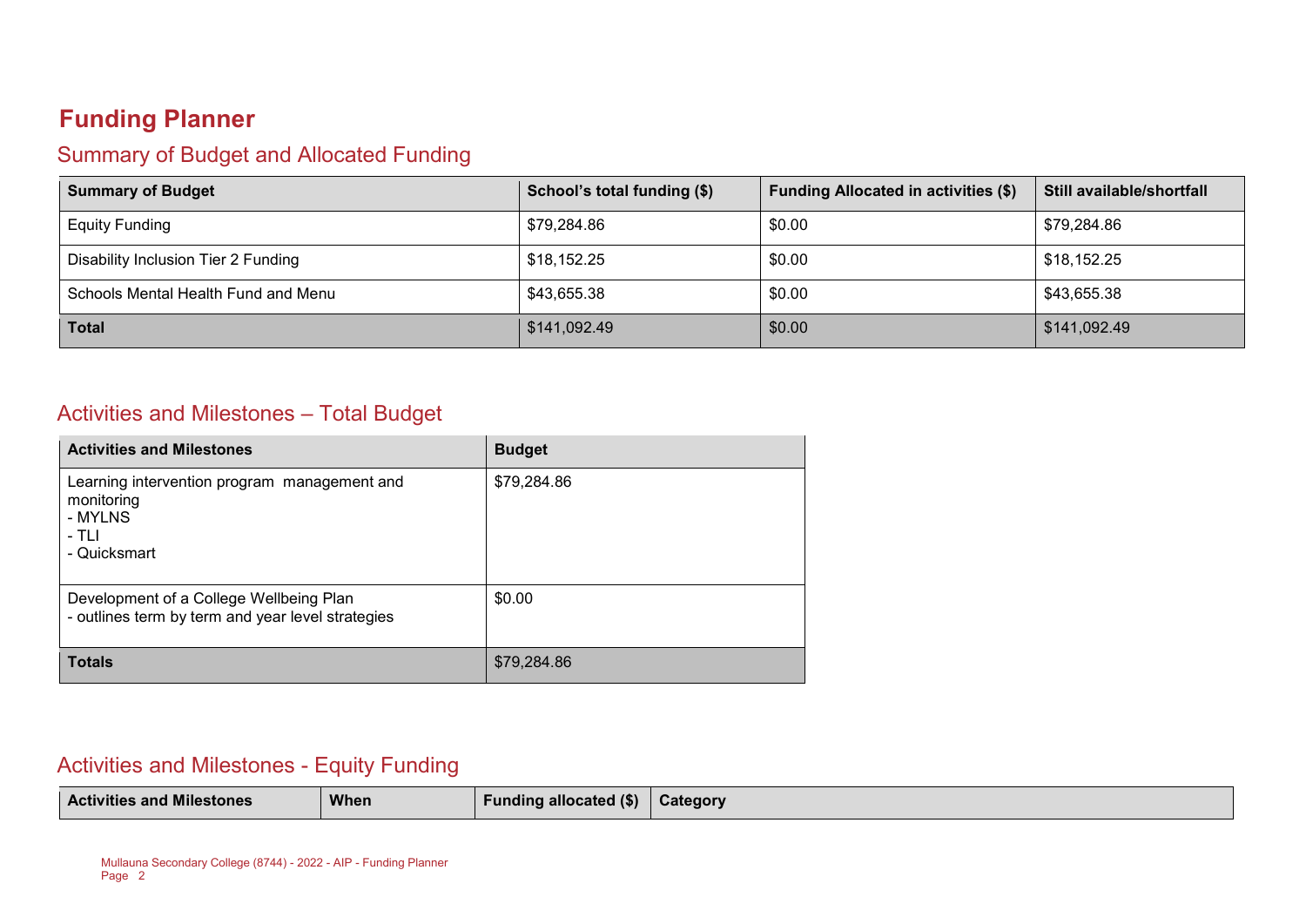# Funding Planner

## Summary of Budget and Allocated Funding

| Summary of Budget | School's total funding ($) | Funding Allocated in activities ($) | Still available/shortfall |
|---|---|---|---|
| Equity Funding | $79,284.86 | $0.00 | $79,284.86 |
| Disability Inclusion Tier 2 Funding | $18,152.25 | $0.00 | $18,152.25 |
| Schools Mental Health Fund and Menu | $43,655.38 | $0.00 | $43,655.38 |
| **Total** | $141,092.49 | $0.00 | $141,092.49 |

## Activities and Milestones – Total Budget

| Activities and Milestones | Budget |
|---|---|
| Learning intervention program management and monitoring<br>- MYLNS<br>- TLI<br>- Quicksmart | $79,284.86 |
| Development of a College Wellbeing Plan<br>- outlines term by term and year level strategies | $0.00 |
| **Totals** | $79,284.86 |

## Activities and Milestones - Equity Funding

| Activities and Milestones | When | Funding allocated ($) | Category |
|---|---|---|---|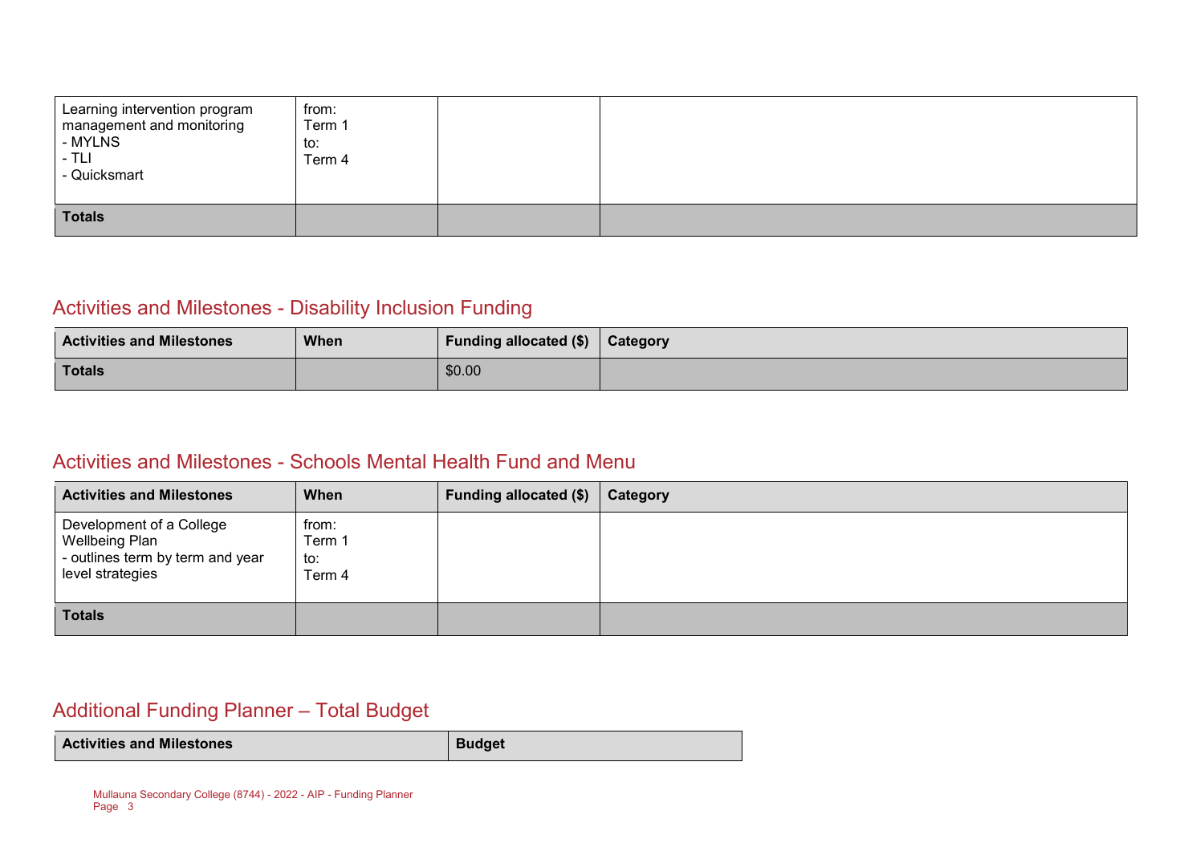| | | | |
|---|---|---|---|
| Learning intervention program management and monitoring<br>- MYLNS<br>- TLI<br>- Quicksmart | from:<br>Term 1<br>to:<br>Term 4 | | |
| **Totals** | | | |

## Activities and Milestones - Disability Inclusion Funding

| Activities and Milestones | When | Funding allocated ($) | Category |
|---|---|---|---|
| **Totals** | | $0.00 | |

## Activities and Milestones - Schools Mental Health Fund and Menu

| Activities and Milestones | When | Funding allocated ($) | Category |
|---|---|---|---|
| Development of a College Wellbeing Plan<br>- outlines term by term and year level strategies | from:<br>Term 1<br>to:<br>Term 4 | | |
| **Totals** | | | |

## Additional Funding Planner – Total Budget

| Activities and Milestones | Budget |
|---|---|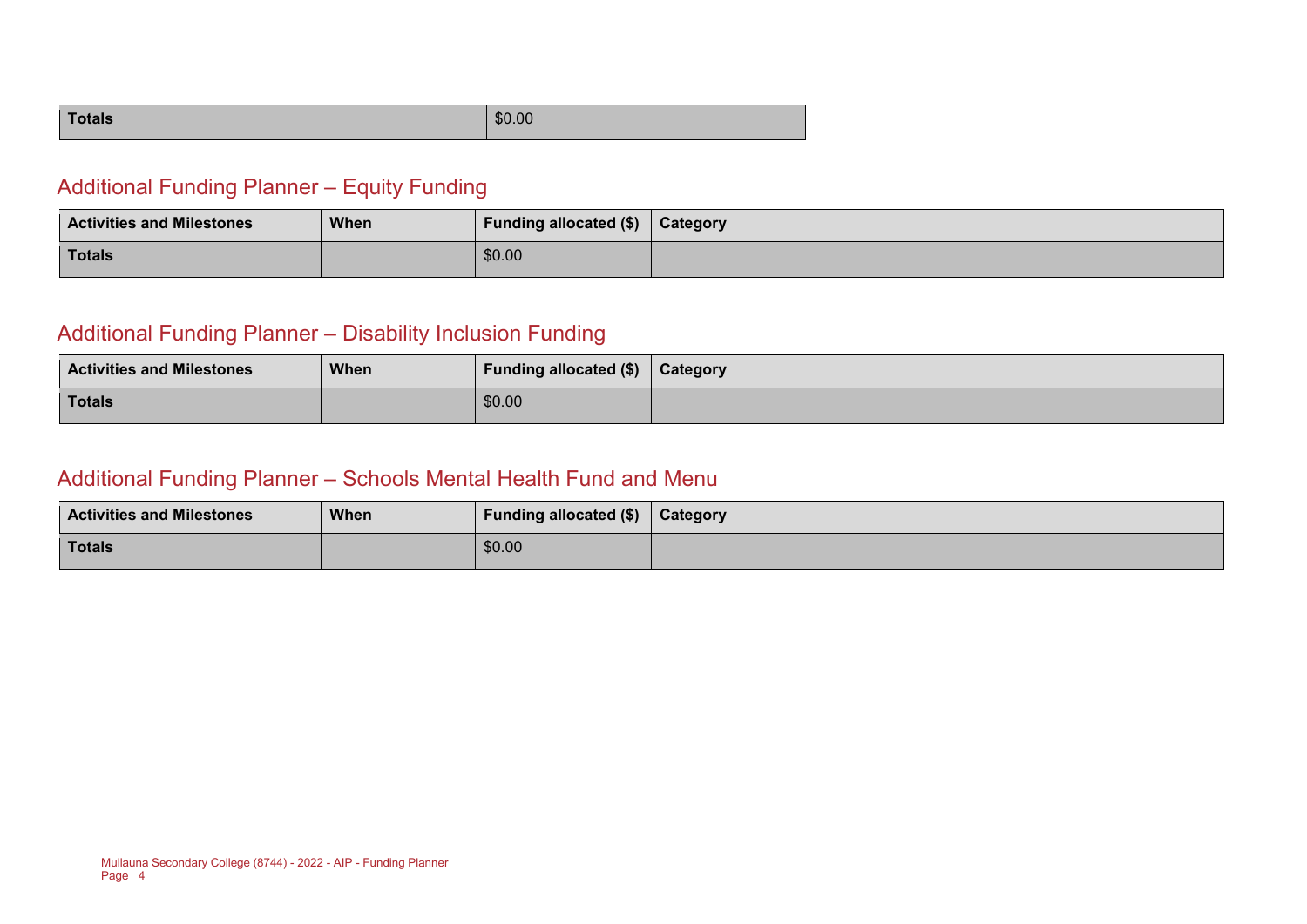| Totals | $0.00 |
|---|---|

## Additional Funding Planner – Equity Funding

| Activities and Milestones | When | Funding allocated ($) | Category |
|---|---|---|---|
| Totals | | $0.00 | |

## Additional Funding Planner – Disability Inclusion Funding

| Activities and Milestones | When | Funding allocated ($) | Category |
|---|---|---|---|
| Totals | | $0.00 | |

## Additional Funding Planner – Schools Mental Health Fund and Menu

| Activities and Milestones | When | Funding allocated ($) | Category |
|---|---|---|---|
| Totals | | $0.00 | |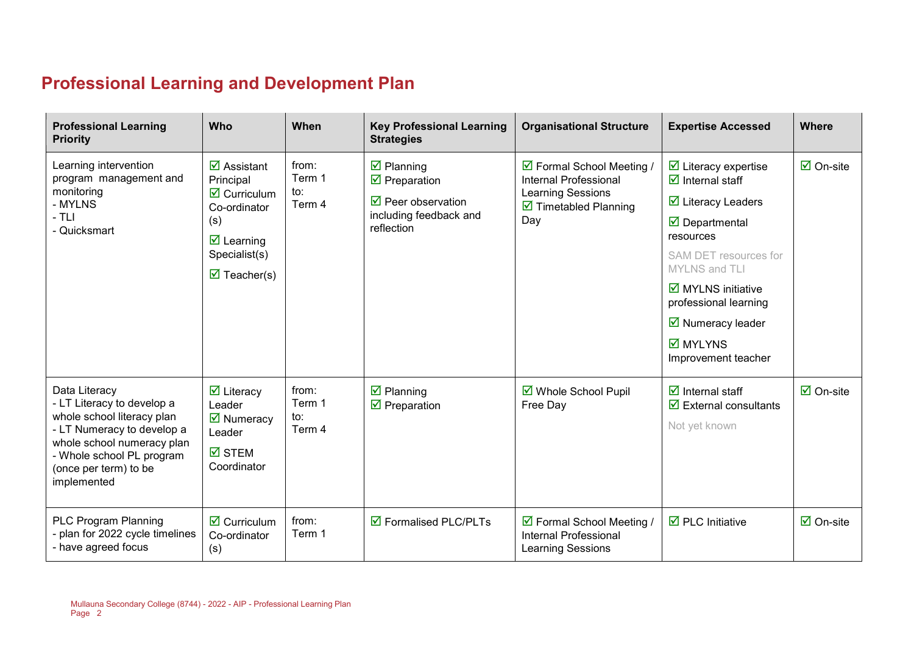## Professional Learning and Development Plan

| Professional Learning Priority | Who | When | Key Professional Learning Strategies | Organisational Structure | Expertise Accessed | Where |
|---|---|---|---|---|---|---|
| Learning intervention program management and monitoring<br>- MYLNS<br>- TLI<br>- Quicksmart | ☑ Assistant Principal<br>☑ Curriculum Co-ordinator (s)<br>☑ Learning Specialist(s)<br>☑ Teacher(s) | from: Term 1<br>to: Term 4 | ☑ Planning<br>☑ Preparation<br>☑ Peer observation including feedback and reflection | ☑ Formal School Meeting / Internal Professional Learning Sessions<br>☑ Timetabled Planning Day | ☑ Literacy expertise<br>☑ Internal staff<br>☑ Literacy Leaders<br>☑ Departmental resources<br>SAM DET resources for MYLNS and TLI<br>☑ MYLNS initiative professional learning<br>☑ Numeracy leader<br>☑ MYLYNS Improvement teacher | ☑ On-site |
| Data Literacy<br>- LT Literacy to develop a whole school literacy plan<br>- LT Numeracy to develop a whole school numeracy plan<br>- Whole school PL program (once per term) to be implemented | ☑ Literacy Leader<br>☑ Numeracy Leader<br>☑ STEM Coordinator | from: Term 1<br>to: Term 4 | ☑ Planning<br>☑ Preparation | ☑ Whole School Pupil Free Day | ☑ Internal staff<br>☑ External consultants<br>Not yet known | ☑ On-site |
| PLC Program Planning<br>- plan for 2022 cycle timelines<br>- have agreed focus | ☑ Curriculum Co-ordinator (s) | from: Term 1 | ☑ Formalised PLC/PLTs | ☑ Formal School Meeting / Internal Professional Learning Sessions | ☑ PLC Initiative | ☑ On-site |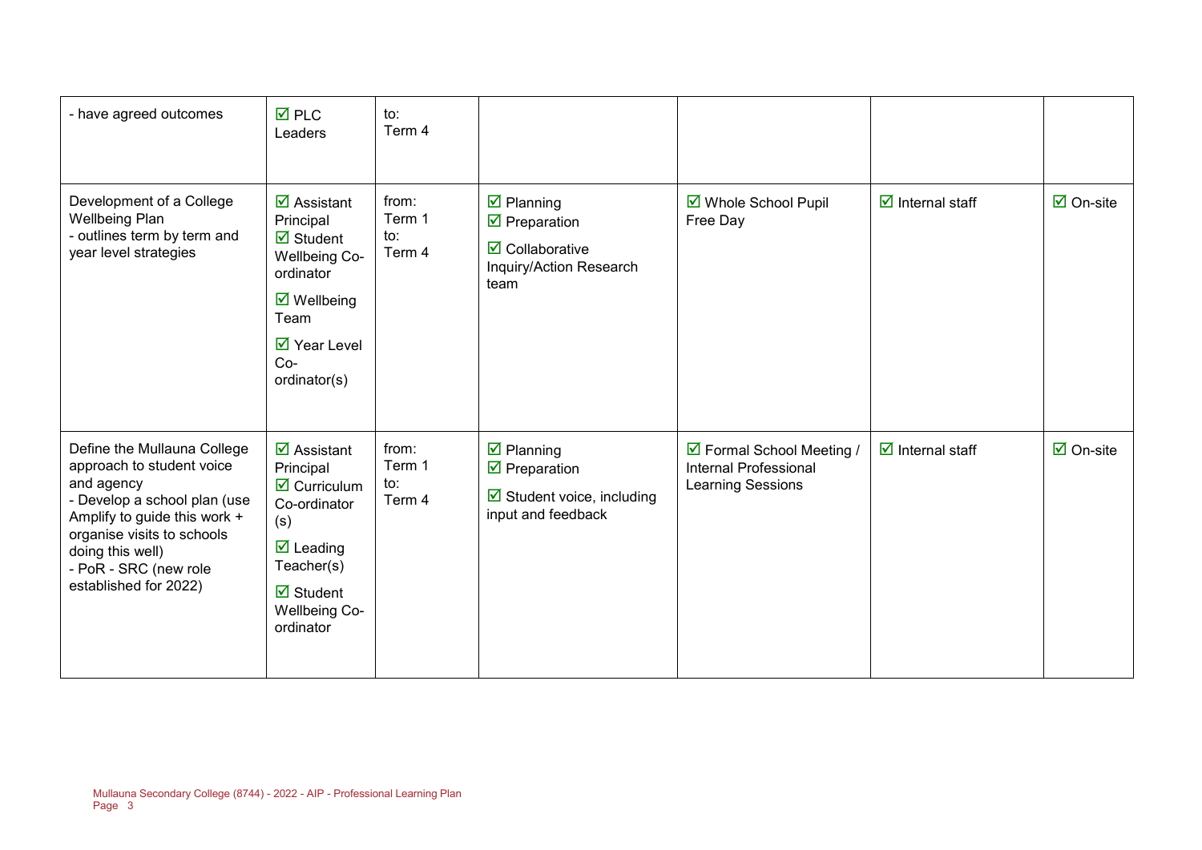| | | | | | | |
|---|---|---|---|---|---|---|
| - have agreed outcomes | ☑ PLC Leaders | to: Term 4 | | | | |
| Development of a College Wellbeing Plan<br>- outlines term by term and year level strategies | ☑ Assistant Principal<br>☑ Student Wellbeing Co-ordinator<br>☑ Wellbeing Team<br>☑ Year Level Co-ordinator(s) | from: Term 1<br>to: Term 4 | ☑ Planning<br>☑ Preparation<br>☑ Collaborative Inquiry/Action Research team | ☑ Whole School Pupil Free Day | ☑ Internal staff | ☑ On-site |
| Define the Mullauna College approach to student voice and agency<br>- Develop a school plan (use Amplify to guide this work + organise visits to schools doing this well)<br>- PoR - SRC (new role established for 2022) | ☑ Assistant Principal<br>☑ Curriculum Co-ordinator (s)<br>☑ Leading Teacher(s)<br>☑ Student Wellbeing Co-ordinator | from: Term 1<br>to: Term 4 | ☑ Planning<br>☑ Preparation<br>☑ Student voice, including input and feedback | ☑ Formal School Meeting / Internal Professional Learning Sessions | ☑ Internal staff | ☑ On-site |